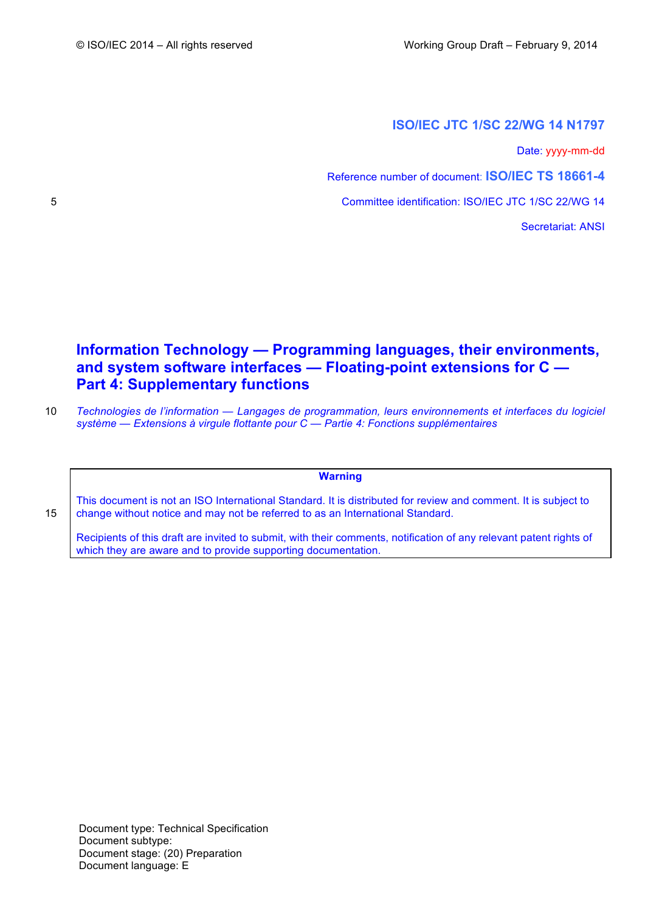© ISO/IEC 2014 – All rights reserved

Working Group Draft – February 9, 2014

**ISO/IEC JTC 1/SC 22/WG 14 N1797**

Date: yyyy-mm-dd

Reference number of document: **ISO/IEC TS 18661-4**

Committee identification: ISO/IEC JTC 1/SC 22/WG 14

Secretariat: ANSI

# Information Technology — Programming languages, their environments, and system software interfaces — Floating-point extensions for C — Part 4: Supplementary functions

*Technologies de l'information — Langages de programmation, leurs environnements et interfaces du logiciel système — Extensions à virgule flottante pour C — Partie 4: Fonctions supplémentaires*

**Warning**

This document is not an ISO International Standard. It is distributed for review and comment. It is subject to change without notice and may not be referred to as an International Standard.

Recipients of this draft are invited to submit, with their comments, notification of any relevant patent rights of which they are aware and to provide supporting documentation.

Document type: Technical Specification
Document subtype:
Document stage: (20) Preparation
Document language: E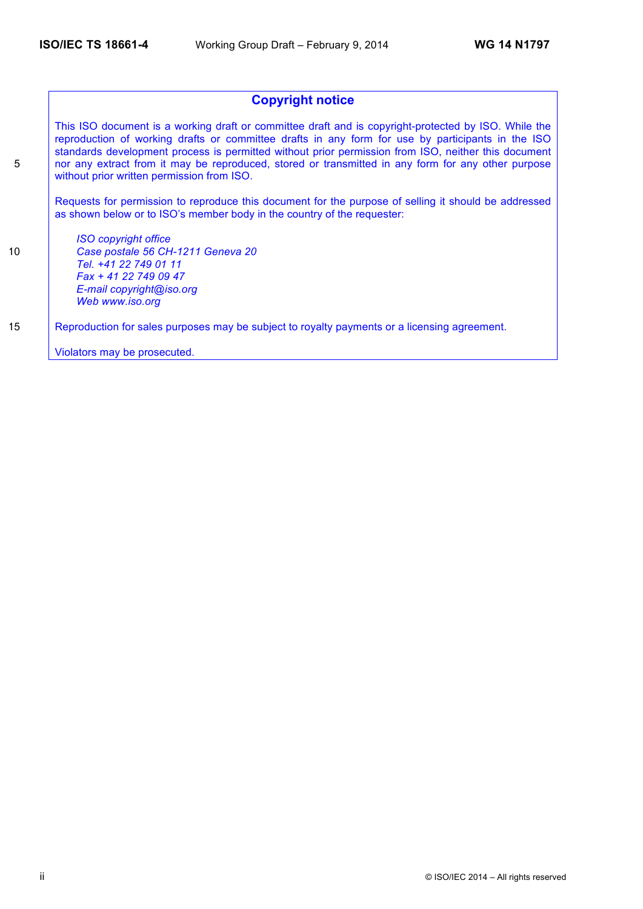## Copyright notice

This ISO document is a working draft or committee draft and is copyright-protected by ISO. While the reproduction of working drafts or committee drafts in any form for use by participants in the ISO standards development process is permitted without prior permission from ISO, neither this document nor any extract from it may be reproduced, stored or transmitted in any form for any other purpose without prior written permission from ISO.

Requests for permission to reproduce this document for the purpose of selling it should be addressed as shown below or to ISO's member body in the country of the requester:

*ISO copyright office*
*Case postale 56 CH-1211 Geneva 20*
*Tel. +41 22 749 01 11*
*Fax + 41 22 749 09 47*
*E-mail copyright@iso.org*
*Web www.iso.org*

Reproduction for sales purposes may be subject to royalty payments or a licensing agreement.

Violators may be prosecuted.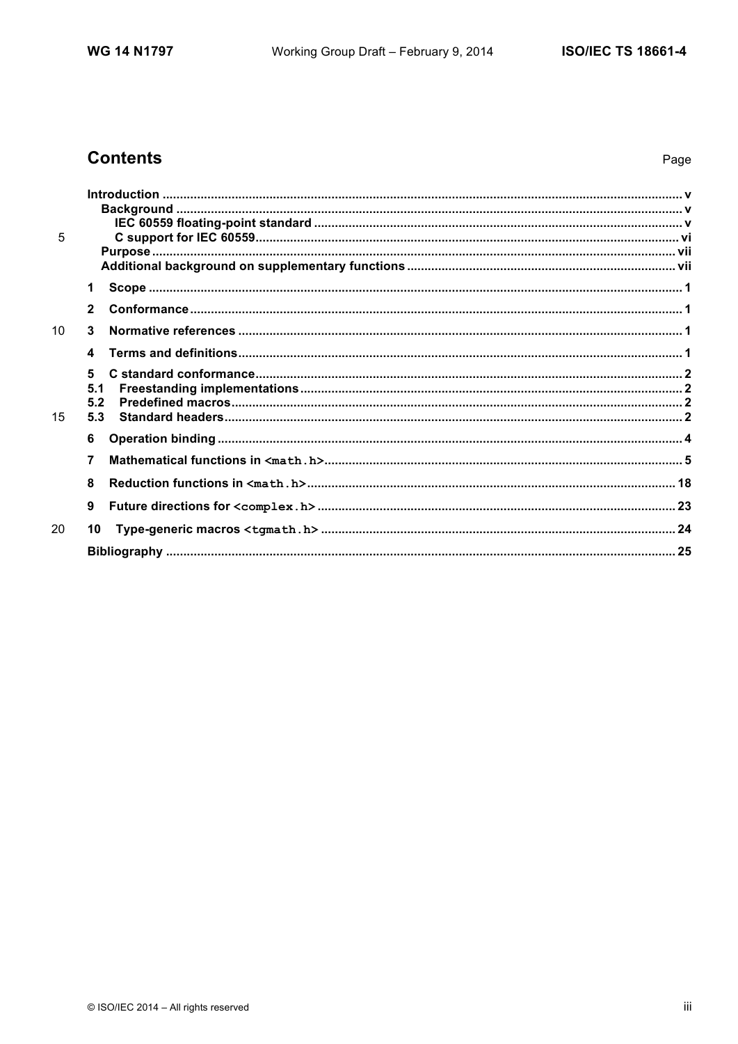# Contents

Page

- **Introduction** ... v
  - **Background** ... v
    - **IEC 60559 floating-point standard** ... v
    - **C support for IEC 60559** ... vi
  - **Purpose** ... vii
  - **Additional background on supplementary functions** ... vii
- **1 Scope** ... 1
- **2 Conformance** ... 1
- **3 Normative references** ... 1
- **4 Terms and definitions** ... 1
- **5 C standard conformance** ... 2
  - **5.1 Freestanding implementations** ... 2
  - **5.2 Predefined macros** ... 2
  - **5.3 Standard headers** ... 2
- **6 Operation binding** ... 4
- **7 Mathematical functions in `<math.h>`** ... 5
- **8 Reduction functions in `<math.h>`** ... 18
- **9 Future directions for `<complex.h>`** ... 23
- **10 Type-generic macros `<tgmath.h>`** ... 24
- **Bibliography** ... 25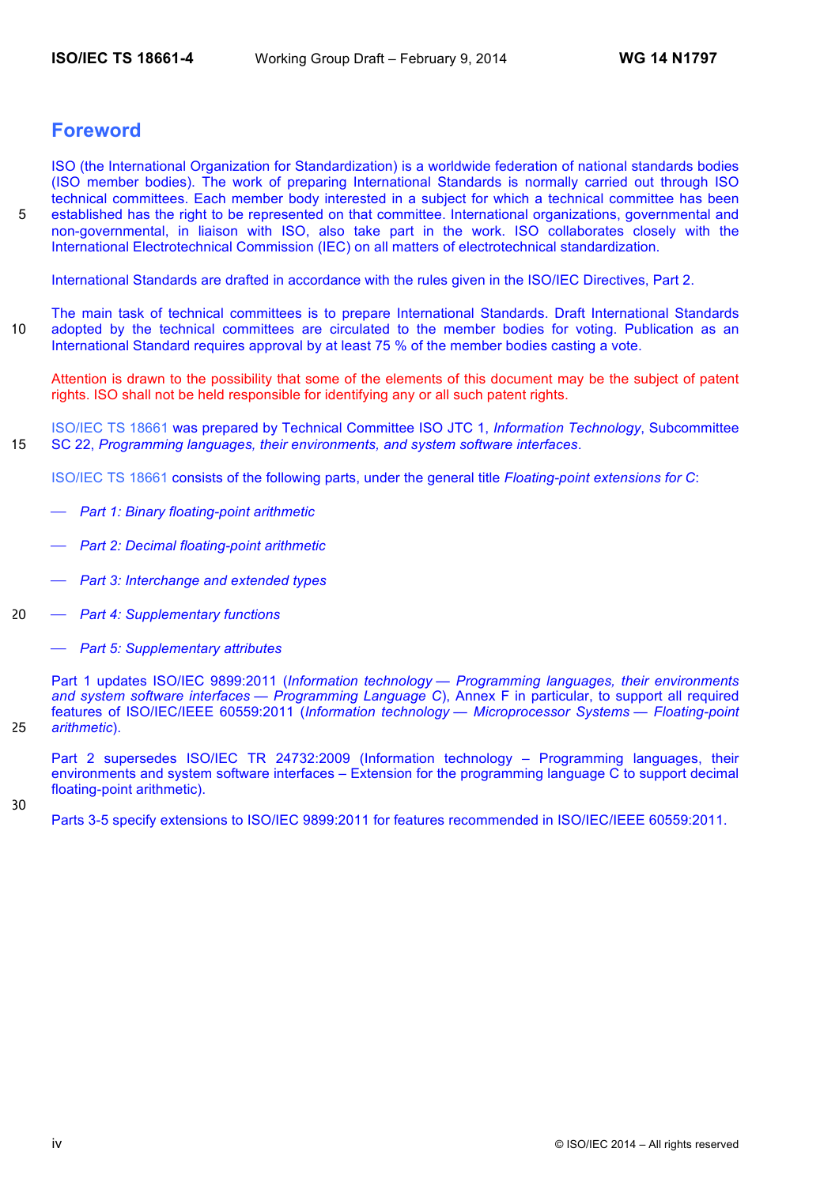# Foreword

ISO (the International Organization for Standardization) is a worldwide federation of national standards bodies (ISO member bodies). The work of preparing International Standards is normally carried out through ISO technical committees. Each member body interested in a subject for which a technical committee has been established has the right to be represented on that committee. International organizations, governmental and non-governmental, in liaison with ISO, also take part in the work. ISO collaborates closely with the International Electrotechnical Commission (IEC) on all matters of electrotechnical standardization.

International Standards are drafted in accordance with the rules given in the ISO/IEC Directives, Part 2.

The main task of technical committees is to prepare International Standards. Draft International Standards adopted by the technical committees are circulated to the member bodies for voting. Publication as an International Standard requires approval by at least 75 % of the member bodies casting a vote.

Attention is drawn to the possibility that some of the elements of this document may be the subject of patent rights. ISO shall not be held responsible for identifying any or all such patent rights.

ISO/IEC TS 18661 was prepared by Technical Committee ISO JTC 1, *Information Technology*, Subcommittee SC 22, *Programming languages, their environments, and system software interfaces*.

ISO/IEC TS 18661 consists of the following parts, under the general title *Floating-point extensions for C*:

— *Part 1: Binary floating-point arithmetic*

— *Part 2: Decimal floating-point arithmetic*

— *Part 3: Interchange and extended types*

— *Part 4: Supplementary functions*

— *Part 5: Supplementary attributes*

Part 1 updates ISO/IEC 9899:2011 (*Information technology — Programming languages, their environments and system software interfaces — Programming Language C*), Annex F in particular, to support all required features of ISO/IEC/IEEE 60559:2011 (*Information technology — Microprocessor Systems — Floating-point arithmetic*).

Part 2 supersedes ISO/IEC TR 24732:2009 (Information technology – Programming languages, their environments and system software interfaces – Extension for the programming language C to support decimal floating-point arithmetic).

Parts 3-5 specify extensions to ISO/IEC 9899:2011 for features recommended in ISO/IEC/IEEE 60559:2011.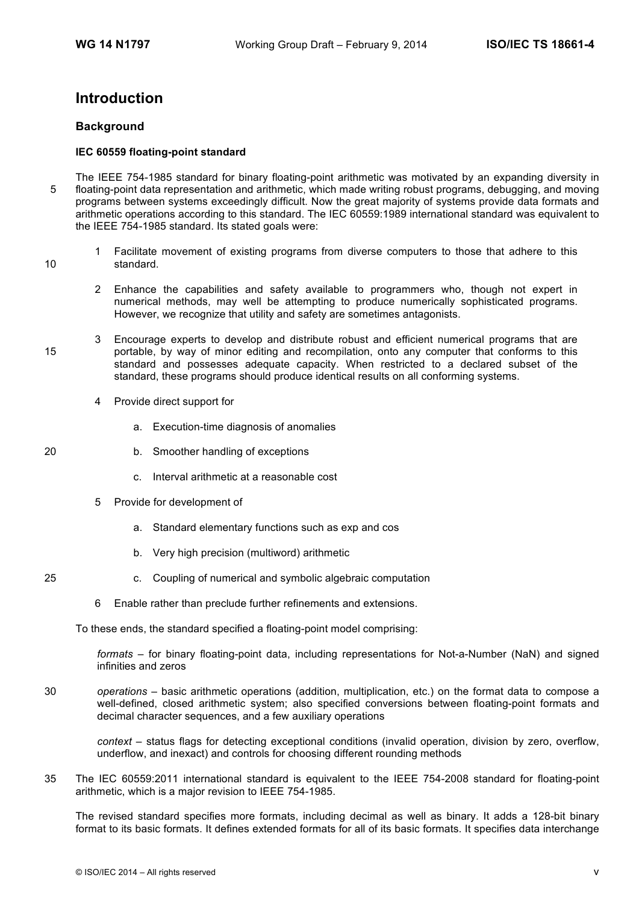# Introduction

## Background

### IEC 60559 floating-point standard

The IEEE 754-1985 standard for binary floating-point arithmetic was motivated by an expanding diversity in floating-point data representation and arithmetic, which made writing robust programs, debugging, and moving programs between systems exceedingly difficult. Now the great majority of systems provide data formats and arithmetic operations according to this standard. The IEC 60559:1989 international standard was equivalent to the IEEE 754-1985 standard. Its stated goals were:

1. Facilitate movement of existing programs from diverse computers to those that adhere to this standard.

2. Enhance the capabilities and safety available to programmers who, though not expert in numerical methods, may well be attempting to produce numerically sophisticated programs. However, we recognize that utility and safety are sometimes antagonists.

3. Encourage experts to develop and distribute robust and efficient numerical programs that are portable, by way of minor editing and recompilation, onto any computer that conforms to this standard and possesses adequate capacity. When restricted to a declared subset of the standard, these programs should produce identical results on all conforming systems.

4. Provide direct support for

   a. Execution-time diagnosis of anomalies

   b. Smoother handling of exceptions

   c. Interval arithmetic at a reasonable cost

5. Provide for development of

   a. Standard elementary functions such as exp and cos

   b. Very high precision (multiword) arithmetic

   c. Coupling of numerical and symbolic algebraic computation

6. Enable rather than preclude further refinements and extensions.

To these ends, the standard specified a floating-point model comprising:

*formats* – for binary floating-point data, including representations for Not-a-Number (NaN) and signed infinities and zeros

*operations* – basic arithmetic operations (addition, multiplication, etc.) on the format data to compose a well-defined, closed arithmetic system; also specified conversions between floating-point formats and decimal character sequences, and a few auxiliary operations

*context* – status flags for detecting exceptional conditions (invalid operation, division by zero, overflow, underflow, and inexact) and controls for choosing different rounding methods

The IEC 60559:2011 international standard is equivalent to the IEEE 754-2008 standard for floating-point arithmetic, which is a major revision to IEEE 754-1985.

The revised standard specifies more formats, including decimal as well as binary. It adds a 128-bit binary format to its basic formats. It defines extended formats for all of its basic formats. It specifies data interchange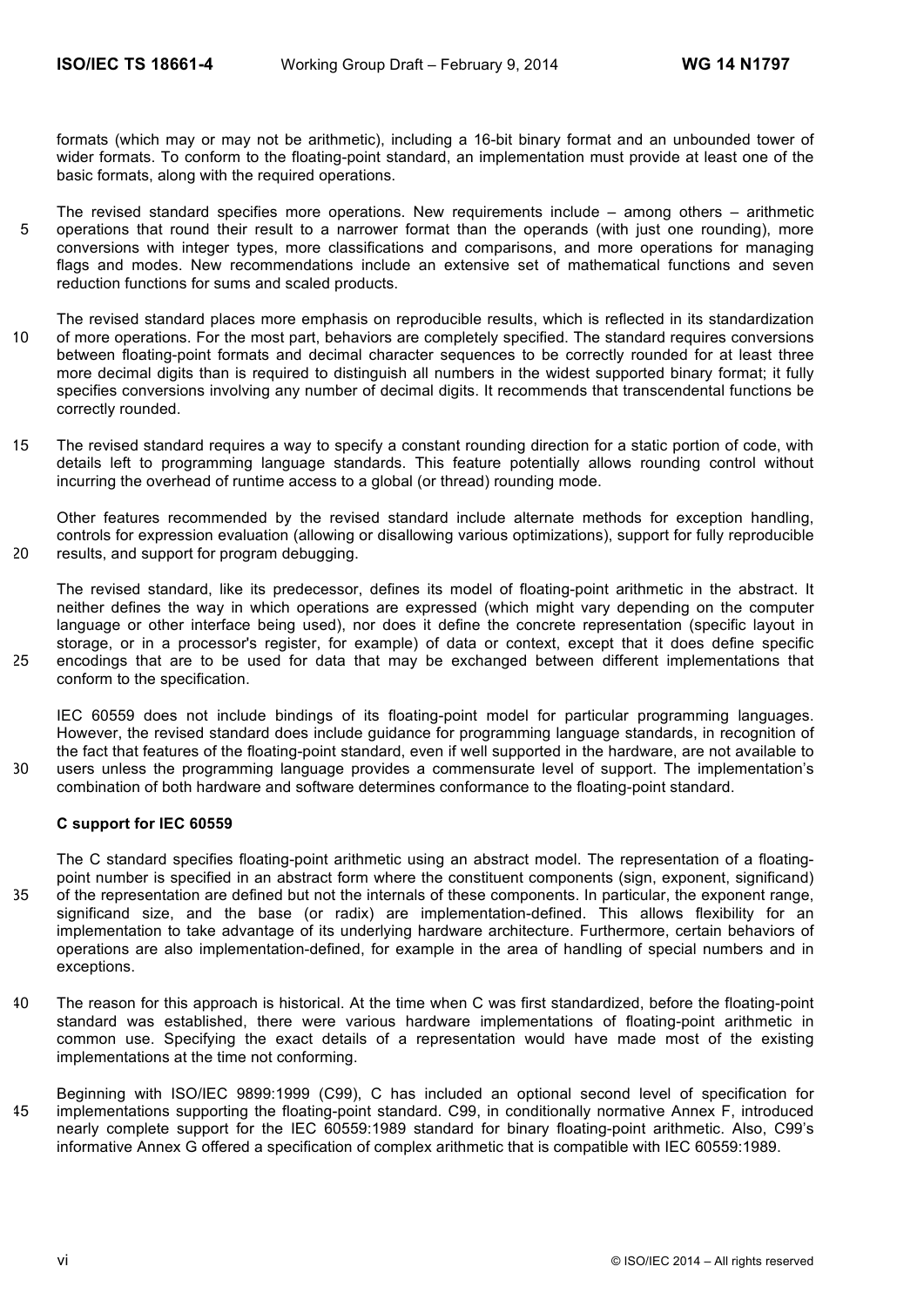formats (which may or may not be arithmetic), including a 16-bit binary format and an unbounded tower of wider formats. To conform to the floating-point standard, an implementation must provide at least one of the basic formats, along with the required operations.

The revised standard specifies more operations. New requirements include – among others – arithmetic operations that round their result to a narrower format than the operands (with just one rounding), more conversions with integer types, more classifications and comparisons, and more operations for managing flags and modes. New recommendations include an extensive set of mathematical functions and seven reduction functions for sums and scaled products.

The revised standard places more emphasis on reproducible results, which is reflected in its standardization of more operations. For the most part, behaviors are completely specified. The standard requires conversions between floating-point formats and decimal character sequences to be correctly rounded for at least three more decimal digits than is required to distinguish all numbers in the widest supported binary format; it fully specifies conversions involving any number of decimal digits. It recommends that transcendental functions be correctly rounded.

The revised standard requires a way to specify a constant rounding direction for a static portion of code, with details left to programming language standards. This feature potentially allows rounding control without incurring the overhead of runtime access to a global (or thread) rounding mode.

Other features recommended by the revised standard include alternate methods for exception handling, controls for expression evaluation (allowing or disallowing various optimizations), support for fully reproducible results, and support for program debugging.

The revised standard, like its predecessor, defines its model of floating-point arithmetic in the abstract. It neither defines the way in which operations are expressed (which might vary depending on the computer language or other interface being used), nor does it define the concrete representation (specific layout in storage, or in a processor's register, for example) of data or context, except that it does define specific encodings that are to be used for data that may be exchanged between different implementations that conform to the specification.

IEC 60559 does not include bindings of its floating-point model for particular programming languages. However, the revised standard does include guidance for programming language standards, in recognition of the fact that features of the floating-point standard, even if well supported in the hardware, are not available to users unless the programming language provides a commensurate level of support. The implementation's combination of both hardware and software determines conformance to the floating-point standard.

**C support for IEC 60559**

The C standard specifies floating-point arithmetic using an abstract model. The representation of a floating-point number is specified in an abstract form where the constituent components (sign, exponent, significand) of the representation are defined but not the internals of these components. In particular, the exponent range, significand size, and the base (or radix) are implementation-defined. This allows flexibility for an implementation to take advantage of its underlying hardware architecture. Furthermore, certain behaviors of operations are also implementation-defined, for example in the area of handling of special numbers and in exceptions.

The reason for this approach is historical. At the time when C was first standardized, before the floating-point standard was established, there were various hardware implementations of floating-point arithmetic in common use. Specifying the exact details of a representation would have made most of the existing implementations at the time not conforming.

Beginning with ISO/IEC 9899:1999 (C99), C has included an optional second level of specification for implementations supporting the floating-point standard. C99, in conditionally normative Annex F, introduced nearly complete support for the IEC 60559:1989 standard for binary floating-point arithmetic. Also, C99's informative Annex G offered a specification of complex arithmetic that is compatible with IEC 60559:1989.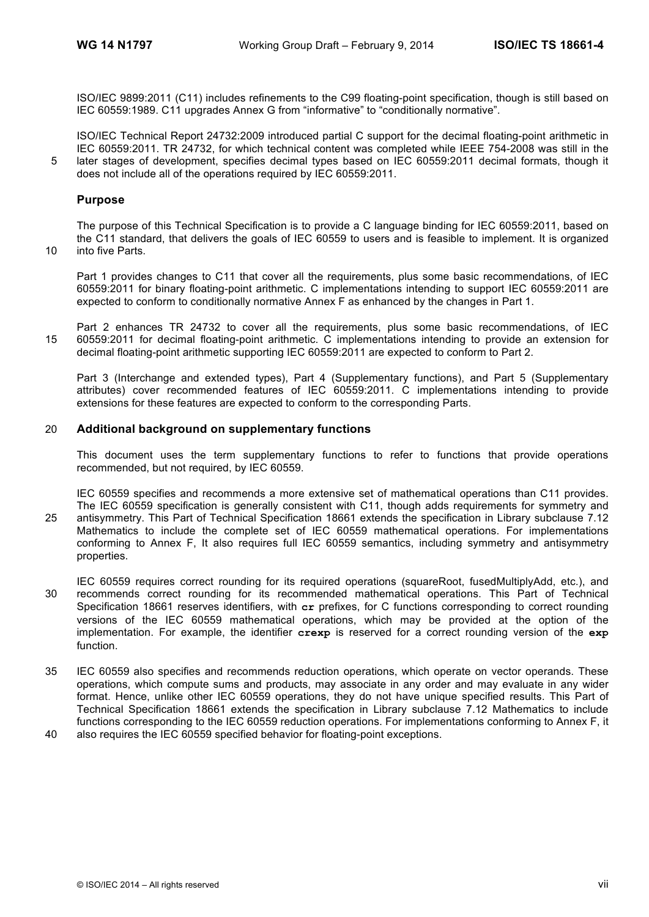ISO/IEC 9899:2011 (C11) includes refinements to the C99 floating-point specification, though is still based on IEC 60559:1989. C11 upgrades Annex G from “informative” to “conditionally normative”.

ISO/IEC Technical Report 24732:2009 introduced partial C support for the decimal floating-point arithmetic in IEC 60559:2011. TR 24732, for which technical content was completed while IEEE 754-2008 was still in the later stages of development, specifies decimal types based on IEC 60559:2011 decimal formats, though it does not include all of the operations required by IEC 60559:2011.

## Purpose

The purpose of this Technical Specification is to provide a C language binding for IEC 60559:2011, based on the C11 standard, that delivers the goals of IEC 60559 to users and is feasible to implement. It is organized into five Parts.

Part 1 provides changes to C11 that cover all the requirements, plus some basic recommendations, of IEC 60559:2011 for binary floating-point arithmetic. C implementations intending to support IEC 60559:2011 are expected to conform to conditionally normative Annex F as enhanced by the changes in Part 1.

Part 2 enhances TR 24732 to cover all the requirements, plus some basic recommendations, of IEC 60559:2011 for decimal floating-point arithmetic. C implementations intending to provide an extension for decimal floating-point arithmetic supporting IEC 60559:2011 are expected to conform to Part 2.

Part 3 (Interchange and extended types), Part 4 (Supplementary functions), and Part 5 (Supplementary attributes) cover recommended features of IEC 60559:2011. C implementations intending to provide extensions for these features are expected to conform to the corresponding Parts.

## Additional background on supplementary functions

This document uses the term supplementary functions to refer to functions that provide operations recommended, but not required, by IEC 60559.

IEC 60559 specifies and recommends a more extensive set of mathematical operations than C11 provides. The IEC 60559 specification is generally consistent with C11, though adds requirements for symmetry and antisymmetry. This Part of Technical Specification 18661 extends the specification in Library subclause 7.12 Mathematics to include the complete set of IEC 60559 mathematical operations. For implementations conforming to Annex F, It also requires full IEC 60559 semantics, including symmetry and antisymmetry properties.

IEC 60559 requires correct rounding for its required operations (squareRoot, fusedMultiplyAdd, etc.), and recommends correct rounding for its recommended mathematical operations. This Part of Technical Specification 18661 reserves identifiers, with **cr** prefixes, for C functions corresponding to correct rounding versions of the IEC 60559 mathematical operations, which may be provided at the option of the implementation. For example, the identifier **crexp** is reserved for a correct rounding version of the **exp** function.

IEC 60559 also specifies and recommends reduction operations, which operate on vector operands. These operations, which compute sums and products, may associate in any order and may evaluate in any wider format. Hence, unlike other IEC 60559 operations, they do not have unique specified results. This Part of Technical Specification 18661 extends the specification in Library subclause 7.12 Mathematics to include functions corresponding to the IEC 60559 reduction operations. For implementations conforming to Annex F, it also requires the IEC 60559 specified behavior for floating-point exceptions.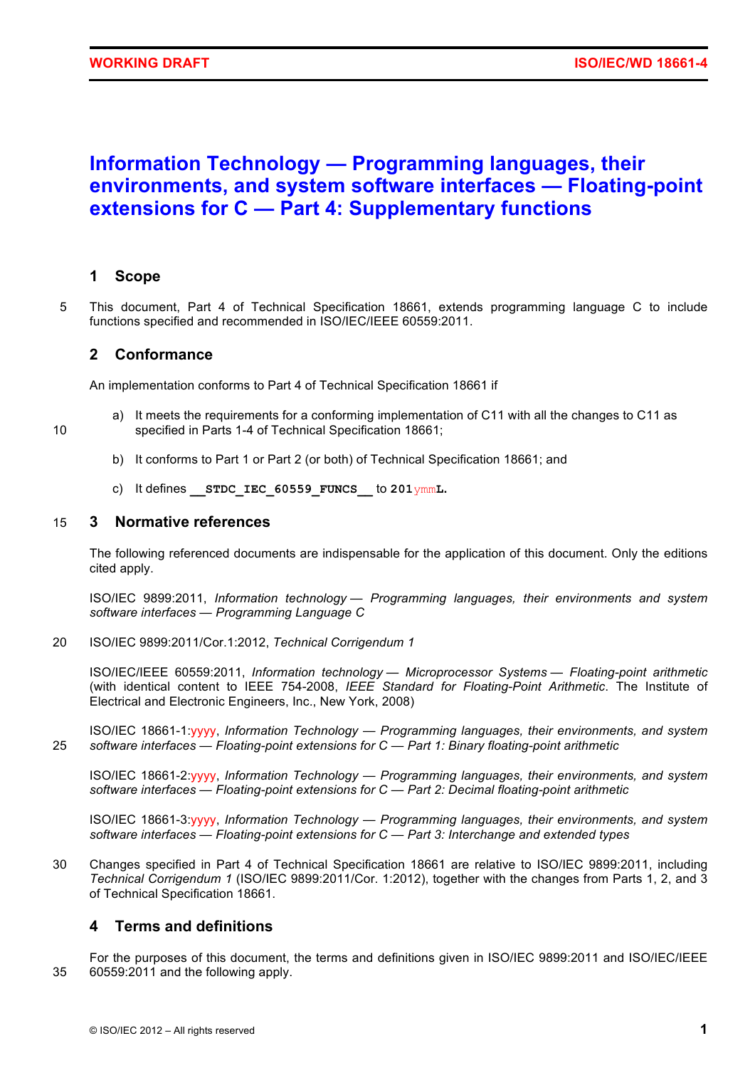# Information Technology — Programming languages, their environments, and system software interfaces — Floating-point extensions for C — Part 4: Supplementary functions

## 1 Scope

This document, Part 4 of Technical Specification 18661, extends programming language C to include functions specified and recommended in ISO/IEC/IEEE 60559:2011.

## 2 Conformance

An implementation conforms to Part 4 of Technical Specification 18661 if

a) It meets the requirements for a conforming implementation of C11 with all the changes to C11 as specified in Parts 1-4 of Technical Specification 18661;

b) It conforms to Part 1 or Part 2 (or both) of Technical Specification 18661; and

c) It defines `__STDC_IEC_60559_FUNCS__` to `201yymmL`.

## 3 Normative references

The following referenced documents are indispensable for the application of this document. Only the editions cited apply.

ISO/IEC 9899:2011, *Information technology — Programming languages, their environments and system software interfaces — Programming Language C*

ISO/IEC 9899:2011/Cor.1:2012, *Technical Corrigendum 1*

ISO/IEC/IEEE 60559:2011, *Information technology — Microprocessor Systems — Floating-point arithmetic* (with identical content to IEEE 754-2008, *IEEE Standard for Floating-Point Arithmetic*. The Institute of Electrical and Electronic Engineers, Inc., New York, 2008)

ISO/IEC 18661-1:yyyy, *Information Technology — Programming languages, their environments, and system software interfaces — Floating-point extensions for C — Part 1: Binary floating-point arithmetic*

ISO/IEC 18661-2:yyyy, *Information Technology — Programming languages, their environments, and system software interfaces — Floating-point extensions for C — Part 2: Decimal floating-point arithmetic*

ISO/IEC 18661-3:yyyy, *Information Technology — Programming languages, their environments, and system software interfaces — Floating-point extensions for C — Part 3: Interchange and extended types*

Changes specified in Part 4 of Technical Specification 18661 are relative to ISO/IEC 9899:2011, including *Technical Corrigendum 1* (ISO/IEC 9899:2011/Cor. 1:2012), together with the changes from Parts 1, 2, and 3 of Technical Specification 18661.

## 4 Terms and definitions

For the purposes of this document, the terms and definitions given in ISO/IEC 9899:2011 and ISO/IEC/IEEE 60559:2011 and the following apply.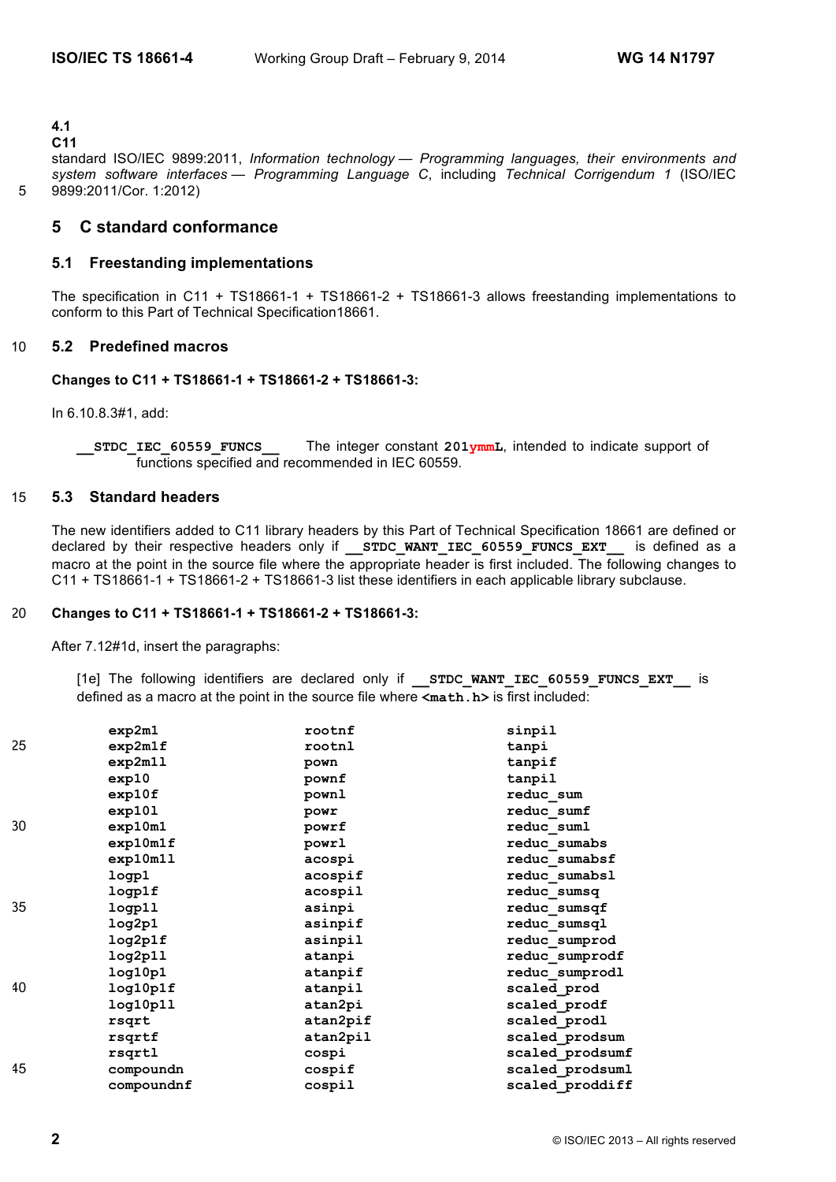**4.1**
**C11**
standard ISO/IEC 9899:2011, *Information technology — Programming languages, their environments and system software interfaces — Programming Language C*, including *Technical Corrigendum 1* (ISO/IEC 9899:2011/Cor. 1:2012)

## 5 C standard conformance

### 5.1 Freestanding implementations

The specification in C11 + TS18661-1 + TS18661-2 + TS18661-3 allows freestanding implementations to conform to this Part of Technical Specification18661.

### 5.2 Predefined macros

**Changes to C11 + TS18661-1 + TS18661-2 + TS18661-3:**

In 6.10.8.3#1, add:

> **`__STDC_IEC_60559_FUNCS__`** The integer constant **`201ymmL`**, intended to indicate support of functions specified and recommended in IEC 60559.

### 5.3 Standard headers

The new identifiers added to C11 library headers by this Part of Technical Specification 18661 are defined or declared by their respective headers only if **`__STDC_WANT_IEC_60559_FUNCS_EXT__`** is defined as a macro at the point in the source file where the appropriate header is first included. The following changes to C11 + TS18661-1 + TS18661-2 + TS18661-3 list these identifiers in each applicable library subclause.

**Changes to C11 + TS18661-1 + TS18661-2 + TS18661-3:**

After 7.12#1d, insert the paragraphs:

> [1e] The following identifiers are declared only if **`__STDC_WANT_IEC_60559_FUNCS_EXT__`** is defined as a macro at the point in the source file where **`<math.h>`** is first included:

```
exp2m1        rootnf        sinpil
exp2m1f       rootnl        tanpi
exp2m1l       pown          tanpif
exp10         pownf         tanpil
exp10f        pownl         reduc_sum
exp10l        powr          reduc_sumf
exp10m1       powrf         reduc_suml
exp10m1f      powrl         reduc_sumabs
exp10m1l      acospi        reduc_sumabsf
logp1         acospif       reduc_sumabsl
logp1f        acospil       reduc_sumsq
logp1l        asinpi        reduc_sumsqf
log2p1        asinpif       reduc_sumsql
log2p1f       asinpil       reduc_sumprod
log2p1l       atanpi        reduc_sumprodf
log10p1       atanpif       reduc_sumprodl
log10p1f      atanpil       scaled_prod
log10p1l      atan2pi       scaled_prodf
rsqrt         atan2pif      scaled_prodl
rsqrtf        atan2pil      scaled_prodsum
rsqrtl        cospi         scaled_prodsumf
compoundn     cospif        scaled_prodsuml
compoundnf    cospil        scaled_proddiff
```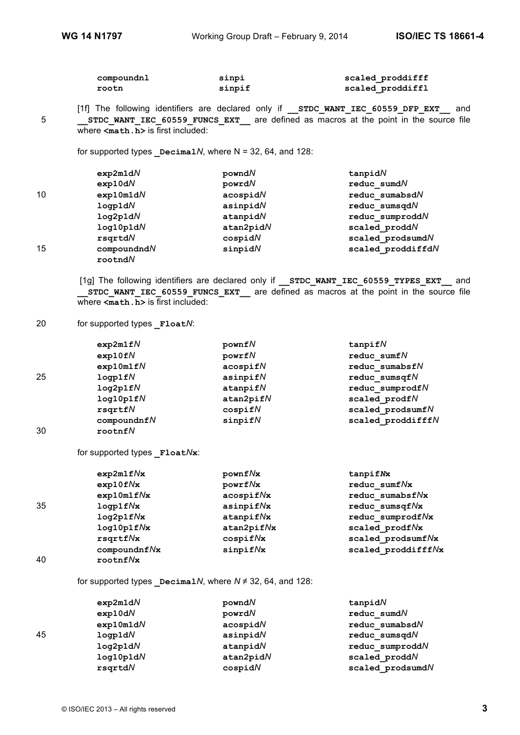| | | |
|---|---|---|
| **compoundnl** | **sinpi** | **scaled_proddifff** |
| **rootn** | **sinpif** | **scaled_proddiffl** |

[1f] The following identifiers are declared only if **__STDC_WANT_IEC_60559_DFP_EXT__** and **__STDC_WANT_IEC_60559_FUNCS_EXT__** are defined as macros at the point in the source file where **<math.h>** is first included:

for supported types **_Decimal***N*, where N = 32, 64, and 128:

| | | |
|---|---|---|
| **exp2m1d***N* | **pownd***N* | **tanpid***N* |
| **exp10d***N* | **powrd***N* | **reduc_sumd***N* |
| **exp10m1d***N* | **acospid***N* | **reduc_sumabsd***N* |
| **logp1d***N* | **asinpid***N* | **reduc_sumsqd***N* |
| **log2p1d***N* | **atanpid***N* | **reduc_sumprodd***N* |
| **log10p1d***N* | **atan2pid***N* | **scaled_prodd***N* |
| **rsqrtd***N* | **cospid***N* | **scaled_prodsumd***N* |
| **compoundnd***N* | **sinpid***N* | **scaled_proddiffd***N* |
| **rootnd***N* | | |

[1g] The following identifiers are declared only if **__STDC_WANT_IEC_60559_TYPES_EXT__** and **__STDC_WANT_IEC_60559_FUNCS_EXT__** are defined as macros at the point in the source file where **<math.h>** is first included:

for supported types **_Float***N*:

| | | |
|---|---|---|
| **exp2m1f***N* | **pownf***N* | **tanpif***N* |
| **exp10f***N* | **powrf***N* | **reduc_sumf***N* |
| **exp10m1f***N* | **acospif***N* | **reduc_sumabsf***N* |
| **logp1f***N* | **asinpif***N* | **reduc_sumsqf***N* |
| **log2p1f***N* | **atanpif***N* | **reduc_sumprodf***N* |
| **log10p1f***N* | **atan2pif***N* | **scaled_prodf***N* |
| **rsqrtf***N* | **cospif***N* | **scaled_prodsumf***N* |
| **compoundnf***N* | **sinpif***N* | **scaled_proddifff***N* |
| **rootnf***N* | | |

for supported types **_Float***N***x**:

| | | |
|---|---|---|
| **exp2m1f***N***x** | **pownf***N***x** | **tanpif***N***x** |
| **exp10f***N***x** | **powrf***N***x** | **reduc_sumf***N***x** |
| **exp10m1f***N***x** | **acospif***N***x** | **reduc_sumabsf***N***x** |
| **logp1f***N***x** | **asinpif***N***x** | **reduc_sumsqf***N***x** |
| **log2p1f***N***x** | **atanpif***N***x** | **reduc_sumprodf***N***x** |
| **log10p1f***N***x** | **atan2pif***N***x** | **scaled_prodf***N***x** |
| **rsqrtf***N***x** | **cospif***N***x** | **scaled_prodsumf***N***x** |
| **compoundnf***N***x** | **sinpif***N***x** | **scaled_proddifff***N***x** |
| **rootnf***N***x** | | |

for supported types **_Decimal***N*, where *N* ≠ 32, 64, and 128:

| | | |
|---|---|---|
| **exp2m1d***N* | **pownd***N* | **tanpid***N* |
| **exp10d***N* | **powrd***N* | **reduc_sumd***N* |
| **exp10m1d***N* | **acospid***N* | **reduc_sumabsd***N* |
| **logp1d***N* | **asinpid***N* | **reduc_sumsqd***N* |
| **log2p1d***N* | **atanpid***N* | **reduc_sumprodd***N* |
| **log10p1d***N* | **atan2pid***N* | **scaled_prodd***N* |
| **rsqrtd***N* | **cospid***N* | **scaled_prodsumd***N* |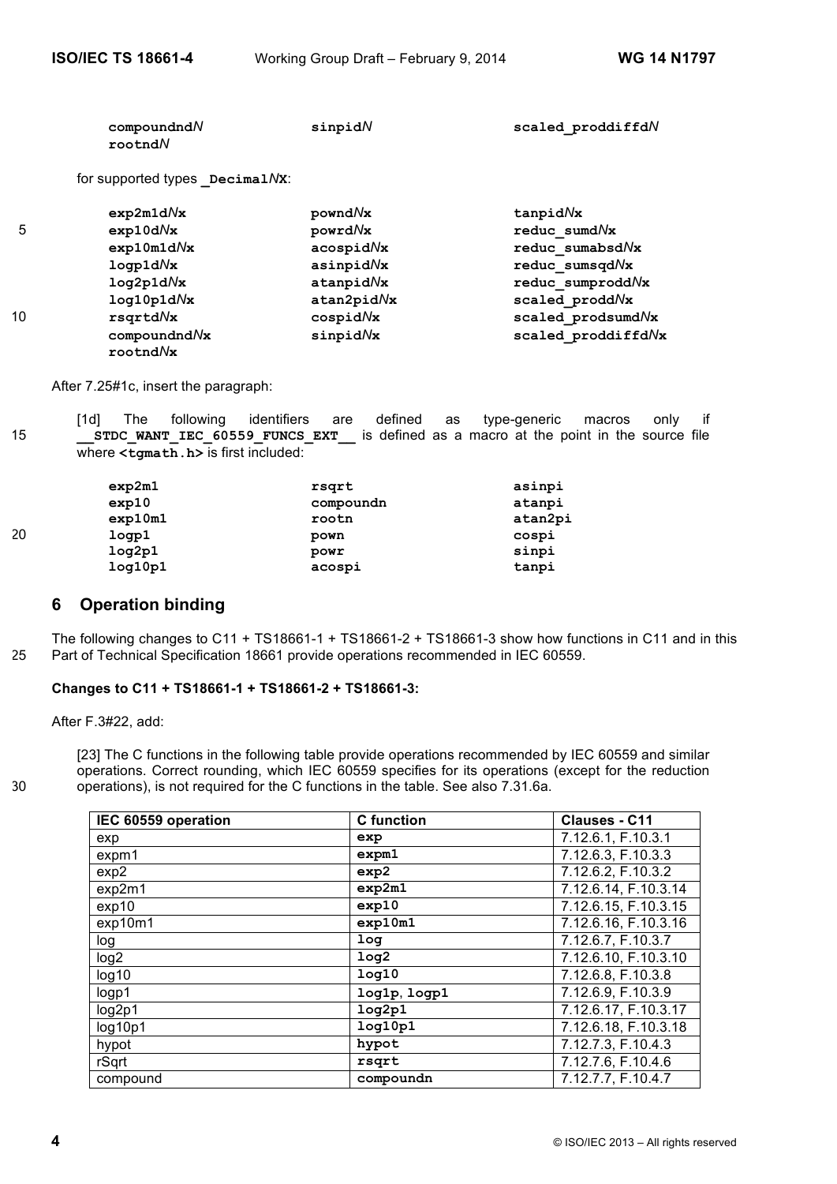| | | |
|---|---|---|
| **compoundnd*N*** | **sinpid*N*** | **scaled_proddiffd*N*** |
| **rootnd*N*** | | |

for supported types **_Decimal*N*x**:

| | | |
|---|---|---|
| **exp2m1d*N*x** | **pownd*N*x** | **tanpid*N*x** |
| **exp10d*N*x** | **powrd*N*x** | **reduc_sumd*N*x** |
| **exp10m1d*N*x** | **acospid*N*x** | **reduc_sumabsd*N*x** |
| **logp1d*N*x** | **asinpid*N*x** | **reduc_sumsqd*N*x** |
| **log2p1d*N*x** | **atanpid*N*x** | **reduc_sumprodd*N*x** |
| **log10p1d*N*x** | **atan2pid*N*x** | **scaled_prodd*N*x** |
| **rsqrtd*N*x** | **cospid*N*x** | **scaled_prodsumd*N*x** |
| **compoundnd*N*x** | **sinpid*N*x** | **scaled_proddiffd*N*x** |
| **rootnd*N*x** | | |

After 7.25#1c, insert the paragraph:

[1d] The following identifiers are defined as type-generic macros only if **__STDC_WANT_IEC_60559_FUNCS_EXT__** is defined as a macro at the point in the source file where **<tgmath.h>** is first included:

| | | |
|---|---|---|
| **exp2m1** | **rsqrt** | **asinpi** |
| **exp10** | **compoundn** | **atanpi** |
| **exp10m1** | **rootn** | **atan2pi** |
| **logp1** | **pown** | **cospi** |
| **log2p1** | **powr** | **sinpi** |
| **log10p1** | **acospi** | **tanpi** |

## 6 Operation binding

The following changes to C11 + TS18661-1 + TS18661-2 + TS18661-3 show how functions in C11 and in this Part of Technical Specification 18661 provide operations recommended in IEC 60559.

**Changes to C11 + TS18661-1 + TS18661-2 + TS18661-3:**

After F.3#22, add:

[23] The C functions in the following table provide operations recommended by IEC 60559 and similar operations. Correct rounding, which IEC 60559 specifies for its operations (except for the reduction operations), is not required for the C functions in the table. See also 7.31.6a.

| IEC 60559 operation | C function | Clauses - C11 |
|---|---|---|
| exp | **exp** | 7.12.6.1, F.10.3.1 |
| expm1 | **expm1** | 7.12.6.3, F.10.3.3 |
| exp2 | **exp2** | 7.12.6.2, F.10.3.2 |
| exp2m1 | **exp2m1** | 7.12.6.14, F.10.3.14 |
| exp10 | **exp10** | 7.12.6.15, F.10.3.15 |
| exp10m1 | **exp10m1** | 7.12.6.16, F.10.3.16 |
| log | **log** | 7.12.6.7, F.10.3.7 |
| log2 | **log2** | 7.12.6.10, F.10.3.10 |
| log10 | **log10** | 7.12.6.8, F.10.3.8 |
| logp1 | **log1p**, **logp1** | 7.12.6.9, F.10.3.9 |
| log2p1 | **log2p1** | 7.12.6.17, F.10.3.17 |
| log10p1 | **log10p1** | 7.12.6.18, F.10.3.18 |
| hypot | **hypot** | 7.12.7.3, F.10.4.3 |
| rSqrt | **rsqrt** | 7.12.7.6, F.10.4.6 |
| compound | **compoundn** | 7.12.7.7, F.10.4.7 |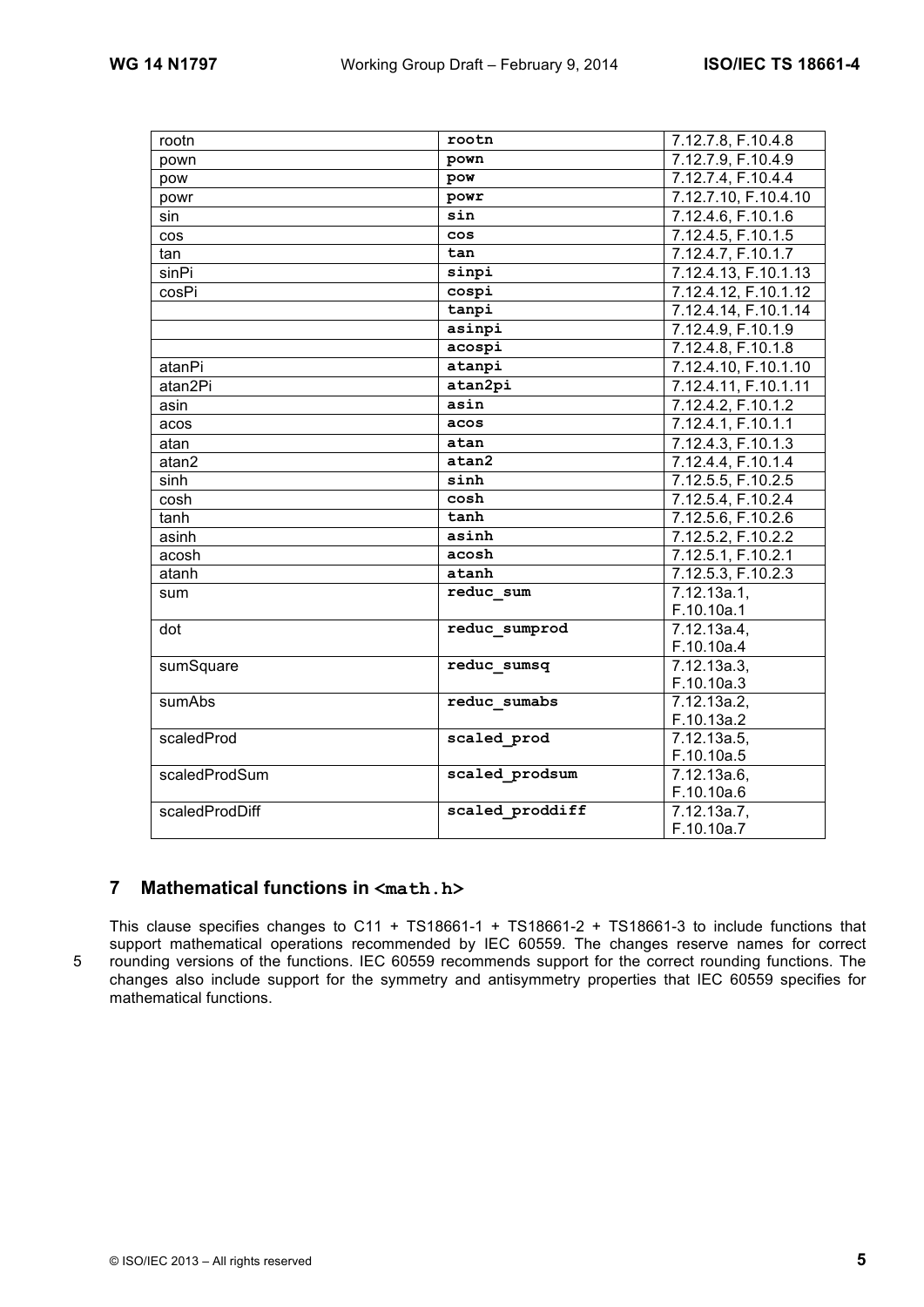| rootn | **rootn** | 7.12.7.8, F.10.4.8 |
|---|---|---|
| pown | **pown** | 7.12.7.9, F.10.4.9 |
| pow | **pow** | 7.12.7.4, F.10.4.4 |
| powr | **powr** | 7.12.7.10, F.10.4.10 |
| sin | **sin** | 7.12.4.6, F.10.1.6 |
| cos | **cos** | 7.12.4.5, F.10.1.5 |
| tan | **tan** | 7.12.4.7, F.10.1.7 |
| sinPi | **sinpi** | 7.12.4.13, F.10.1.13 |
| cosPi | **cospi** | 7.12.4.12, F.10.1.12 |
| | **tanpi** | 7.12.4.14, F.10.1.14 |
| | **asinpi** | 7.12.4.9, F.10.1.9 |
| | **acospi** | 7.12.4.8, F.10.1.8 |
| atanPi | **atanpi** | 7.12.4.10, F.10.1.10 |
| atan2Pi | **atan2pi** | 7.12.4.11, F.10.1.11 |
| asin | **asin** | 7.12.4.2, F.10.1.2 |
| acos | **acos** | 7.12.4.1, F.10.1.1 |
| atan | **atan** | 7.12.4.3, F.10.1.3 |
| atan2 | **atan2** | 7.12.4.4, F.10.1.4 |
| sinh | **sinh** | 7.12.5.5, F.10.2.5 |
| cosh | **cosh** | 7.12.5.4, F.10.2.4 |
| tanh | **tanh** | 7.12.5.6, F.10.2.6 |
| asinh | **asinh** | 7.12.5.2, F.10.2.2 |
| acosh | **acosh** | 7.12.5.1, F.10.2.1 |
| atanh | **atanh** | 7.12.5.3, F.10.2.3 |
| sum | **reduc_sum** | 7.12.13a.1, F.10.10a.1 |
| dot | **reduc_sumprod** | 7.12.13a.4, F.10.10a.4 |
| sumSquare | **reduc_sumsq** | 7.12.13a.3, F.10.10a.3 |
| sumAbs | **reduc_sumabs** | 7.12.13a.2, F.10.13a.2 |
| scaledProd | **scaled_prod** | 7.12.13a.5, F.10.10a.5 |
| scaledProdSum | **scaled_prodsum** | 7.12.13a.6, F.10.10a.6 |
| scaledProdDiff | **scaled_proddiff** | 7.12.13a.7, F.10.10a.7 |

## 7 Mathematical functions in `<math.h>`

This clause specifies changes to C11 + TS18661-1 + TS18661-2 + TS18661-3 to include functions that support mathematical operations recommended by IEC 60559. The changes reserve names for correct rounding versions of the functions. IEC 60559 recommends support for the correct rounding functions. The changes also include support for the symmetry and antisymmetry properties that IEC 60559 specifies for mathematical functions.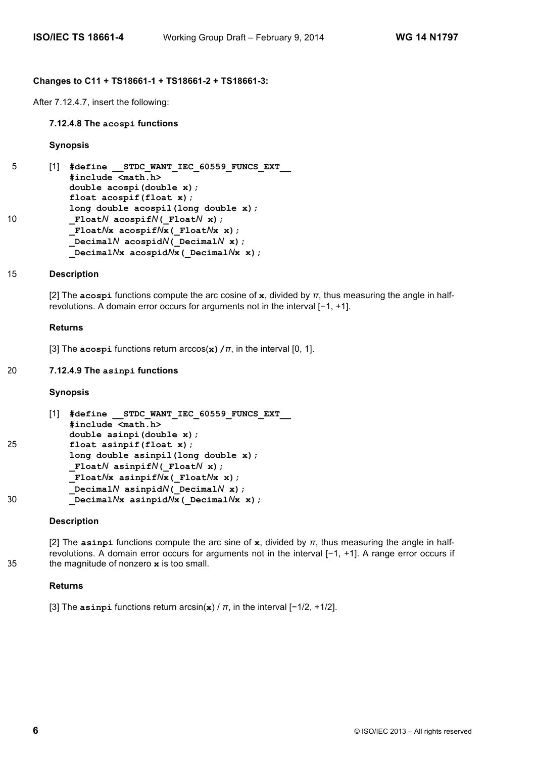**Changes to C11 + TS18661-1 + TS18661-2 + TS18661-3:**

After 7.12.4.7, insert the following:

### 7.12.4.8 The `acospi` functions

**Synopsis**

[1]
```
#define __STDC_WANT_IEC_60559_FUNCS_EXT__
#include <math.h>
double acospi(double x);
float acospif(float x);
long double acospil(long double x);
_FloatN acospifN(_FloatN x);
_FloatNx acospifNx(_FloatNx x);
_DecimalN acospidN(_DecimalN x);
_DecimalNx acospidNx(_DecimalNx x);
```

**Description**

[2] The **`acospi`** functions compute the arc cosine of **`x`**, divided by $\pi$, thus measuring the angle in half-revolutions. A domain error occurs for arguments not in the interval [−1, +1].

**Returns**

[3] The **`acospi`** functions return arccos(**`x`**)**`/`**$\pi$, in the interval [0, 1].

### 7.12.4.9 The `asinpi` functions

**Synopsis**

[1]
```
#define __STDC_WANT_IEC_60559_FUNCS_EXT__
#include <math.h>
double asinpi(double x);
float asinpif(float x);
long double asinpil(long double x);
_FloatN asinpifN(_FloatN x);
_FloatNx asinpifNx(_FloatNx x);
_DecimalN asinpidN(_DecimalN x);
_DecimalNx asinpidNx(_DecimalNx x);
```

**Description**

[2] The **`asinpi`** functions compute the arc sine of **`x`**, divided by $\pi$, thus measuring the angle in half-revolutions. A domain error occurs for arguments not in the interval [−1, +1]. A range error occurs if the magnitude of nonzero **`x`** is too small.

**Returns**

[3] The **`asinpi`** functions return arcsin(**`x`**) / $\pi$, in the interval [−1/2, +1/2].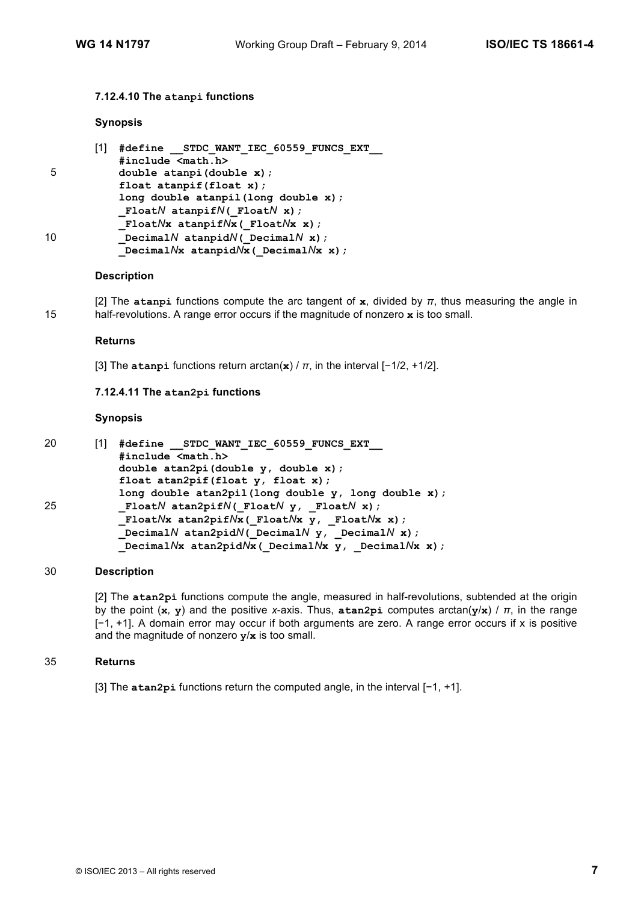#### 7.12.4.10 The **atanpi** functions

**Synopsis**

[1]
```
#define __STDC_WANT_IEC_60559_FUNCS_EXT__
#include <math.h>
double atanpi(double x);
float atanpif(float x);
long double atanpil(long double x);
_FloatN atanpifN(_FloatN x);
_FloatNx atanpifNx(_FloatNx x);
_DecimalN atanpidN(_DecimalN x);
_DecimalNx atanpidNx(_DecimalNx x);
```

**Description**

[2] The **atanpi** functions compute the arc tangent of **x**, divided by $\pi$, thus measuring the angle in half-revolutions. A range error occurs if the magnitude of nonzero **x** is too small.

**Returns**

[3] The **atanpi** functions return arctan(**x**) / $\pi$, in the interval [−1/2, +1/2].

#### 7.12.4.11 The **atan2pi** functions

**Synopsis**

[1]
```
#define __STDC_WANT_IEC_60559_FUNCS_EXT__
#include <math.h>
double atan2pi(double y, double x);
float atan2pif(float y, float x);
long double atan2pil(long double y, long double x);
_FloatN atan2pifN(_FloatN y, _FloatN x);
_FloatNx atan2pifNx(_FloatNx y, _FloatNx x);
_DecimalN atan2pidN(_DecimalN y, _DecimalN x);
_DecimalNx atan2pidNx(_DecimalNx y, _DecimalNx x);
```

**Description**

[2] The **atan2pi** functions compute the angle, measured in half-revolutions, subtended at the origin by the point (**x**, **y**) and the positive *x*-axis. Thus, **atan2pi** computes arctan(**y**/**x**) / $\pi$, in the range [−1, +1]. A domain error may occur if both arguments are zero. A range error occurs if x is positive and the magnitude of nonzero **y**/**x** is too small.

**Returns**

[3] The **atan2pi** functions return the computed angle, in the interval [−1, +1].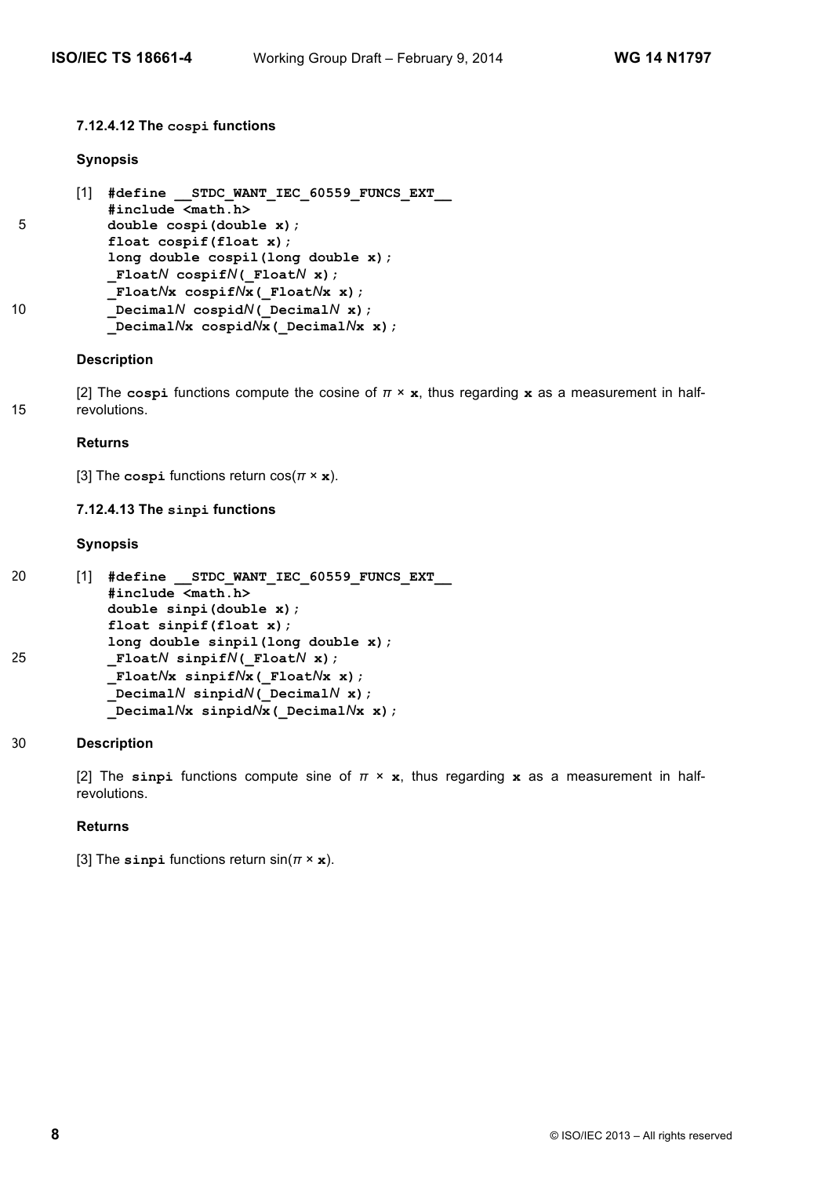### 7.12.4.12 The `cospi` functions

#### Synopsis

[1]
```
#define __STDC_WANT_IEC_60559_FUNCS_EXT__
#include <math.h>
double cospi(double x);
float cospif(float x);
long double cospil(long double x);
_FloatN cospifN(_FloatN x);
_FloatNx cospifNx(_FloatNx x);
_DecimalN cospidN(_DecimalN x);
_DecimalNx cospidNx(_DecimalNx x);
```

#### Description

[2] The **cospi** functions compute the cosine of $\pi \times$ **x**, thus regarding **x** as a measurement in half-revolutions.

#### Returns

[3] The **cospi** functions return cos($\pi \times$ **x**).

### 7.12.4.13 The `sinpi` functions

#### Synopsis

[1]
```
#define __STDC_WANT_IEC_60559_FUNCS_EXT__
#include <math.h>
double sinpi(double x);
float sinpif(float x);
long double sinpil(long double x);
_FloatN sinpifN(_FloatN x);
_FloatNx sinpifNx(_FloatNx x);
_DecimalN sinpidN(_DecimalN x);
_DecimalNx sinpidNx(_DecimalNx x);
```

#### Description

[2] The **sinpi** functions compute sine of $\pi \times$ **x**, thus regarding **x** as a measurement in half-revolutions.

#### Returns

[3] The **sinpi** functions return sin($\pi \times$ **x**).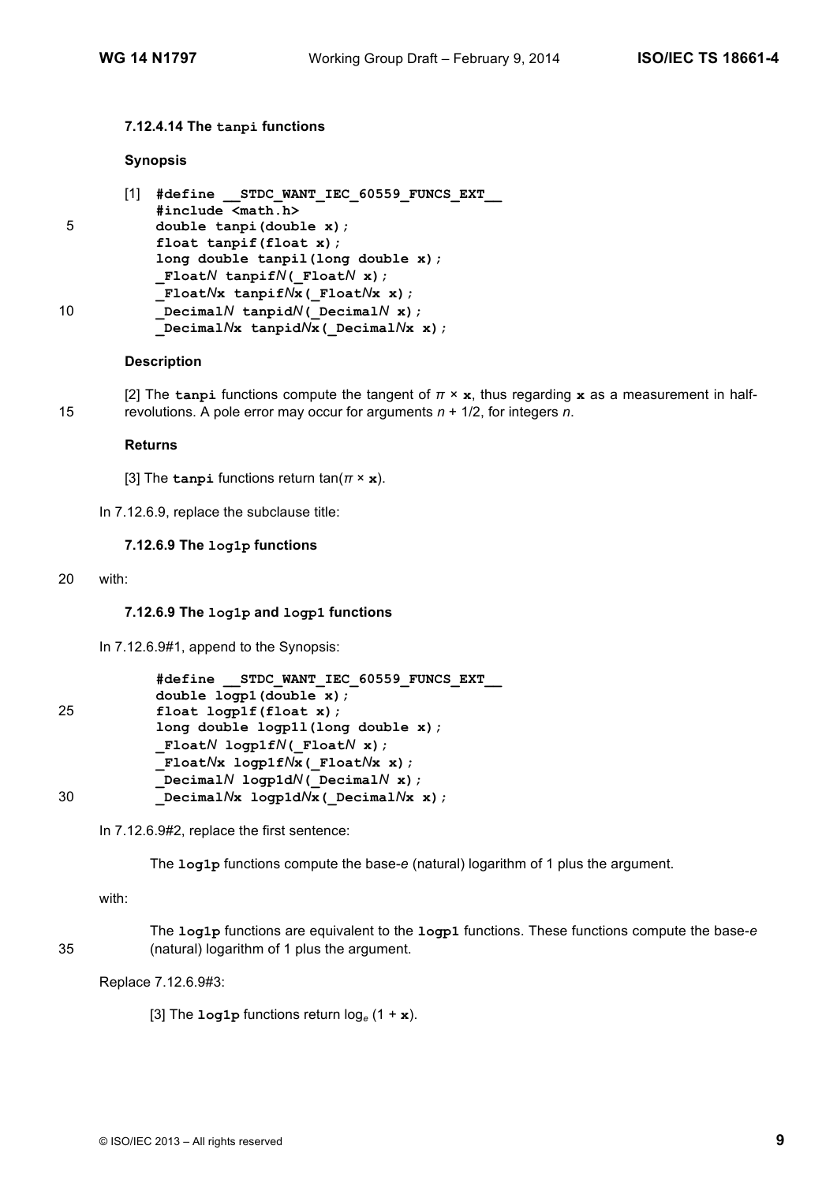#### 7.12.4.14 The `tanpi` functions

**Synopsis**

[1]
```
#define __STDC_WANT_IEC_60559_FUNCS_EXT__
#include <math.h>
double tanpi(double x);
float tanpif(float x);
long double tanpil(long double x);
_FloatN tanpifN(_FloatN x);
_FloatNx tanpifNx(_FloatNx x);
_DecimalN tanpidN(_DecimalN x);
_DecimalNx tanpidNx(_DecimalNx x);
```

**Description**

[2] The **`tanpi`** functions compute the tangent of $\pi \times$ **`x`**, thus regarding **`x`** as a measurement in half-revolutions. A pole error may occur for arguments $n + 1/2$, for integers $n$.

**Returns**

[3] The **`tanpi`** functions return $\tan(\pi \times$ **`x`**$)$.

In 7.12.6.9, replace the subclause title:

#### 7.12.6.9 The `log1p` functions

with:

#### 7.12.6.9 The `log1p` and `logp1` functions

In 7.12.6.9#1, append to the Synopsis:

```
#define __STDC_WANT_IEC_60559_FUNCS_EXT__
double logp1(double x);
float logp1f(float x);
long double logp1l(long double x);
_FloatN logp1fN(_FloatN x);
_FloatNx logp1fNx(_FloatNx x);
_DecimalN logp1dN(_DecimalN x);
_DecimalNx logp1dNx(_DecimalNx x);
```

In 7.12.6.9#2, replace the first sentence:

> The **`log1p`** functions compute the base-*e* (natural) logarithm of 1 plus the argument.

with:

> The **`log1p`** functions are equivalent to the **`logp1`** functions. These functions compute the base-*e* (natural) logarithm of 1 plus the argument.

Replace 7.12.6.9#3:

> [3] The **`log1p`** functions return $\log_e (1 +$ **`x`**$)$.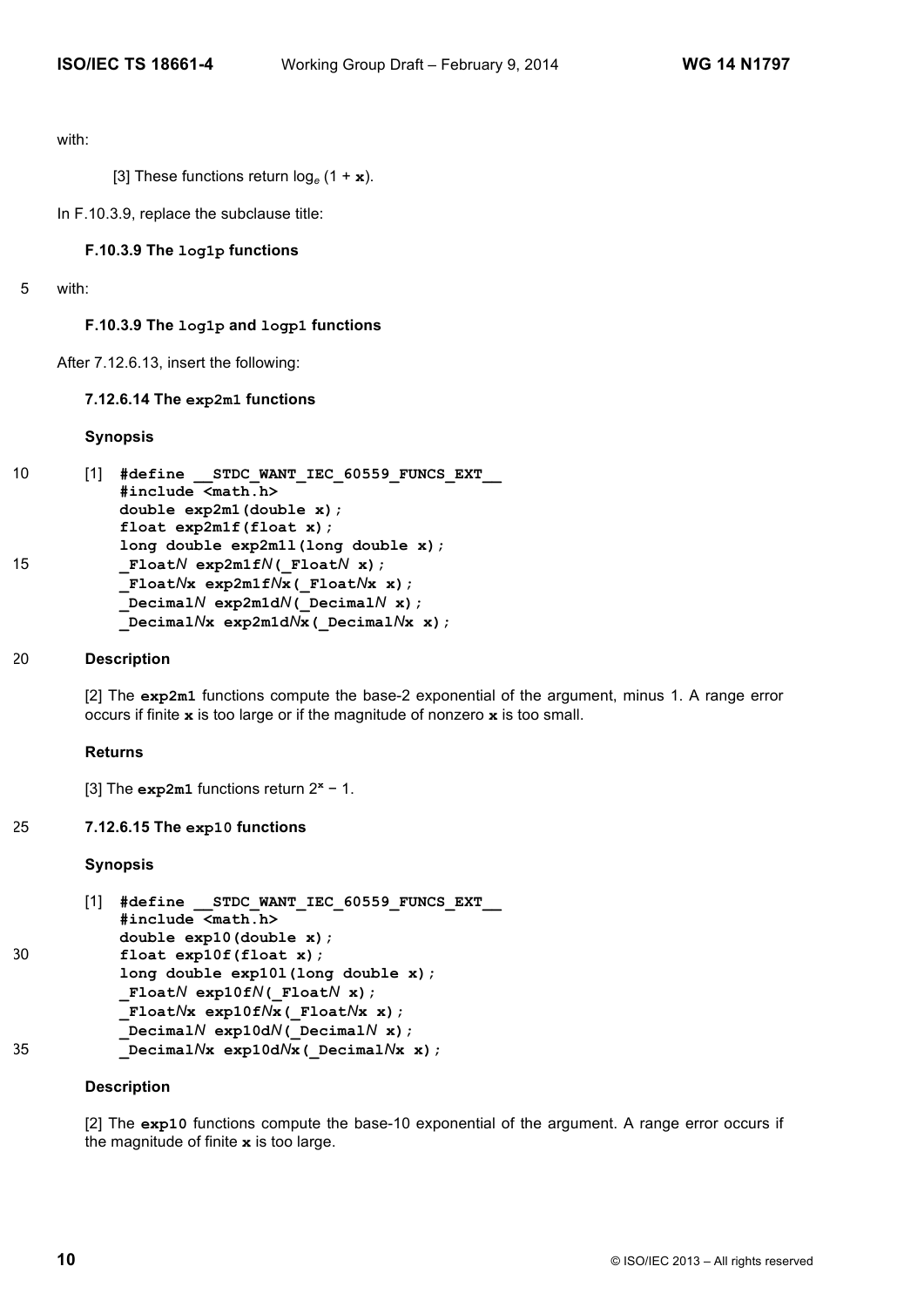with:

[3] These functions return $\log_e(1 + \mathbf{x})$.

In F.10.3.9, replace the subclause title:

**F.10.3.9 The `log1p` functions**

with:

**F.10.3.9 The `log1p` and `logp1` functions**

After 7.12.6.13, insert the following:

**7.12.6.14 The `exp2m1` functions**

**Synopsis**

[1]
```
#define __STDC_WANT_IEC_60559_FUNCS_EXT__
#include <math.h>
double exp2m1(double x);
float exp2m1f(float x);
long double exp2m1l(long double x);
_FloatN exp2m1fN(_FloatN x);
_FloatNx exp2m1fNx(_FloatNx x);
_DecimalN exp2m1dN(_DecimalN x);
_DecimalNx exp2m1dNx(_DecimalNx x);
```

**Description**

[2] The **`exp2m1`** functions compute the base-2 exponential of the argument, minus 1. A range error occurs if finite **`x`** is too large or if the magnitude of nonzero **`x`** is too small.

**Returns**

[3] The **`exp2m1`** functions return $2^{\mathbf{x}} - 1$.

**7.12.6.15 The `exp10` functions**

**Synopsis**

[1]
```
#define __STDC_WANT_IEC_60559_FUNCS_EXT__
#include <math.h>
double exp10(double x);
float exp10f(float x);
long double exp10l(long double x);
_FloatN exp10fN(_FloatN x);
_FloatNx exp10fNx(_FloatNx x);
_DecimalN exp10dN(_DecimalN x);
_DecimalNx exp10dNx(_DecimalNx x);
```

**Description**

[2] The **`exp10`** functions compute the base-10 exponential of the argument. A range error occurs if the magnitude of finite **`x`** is too large.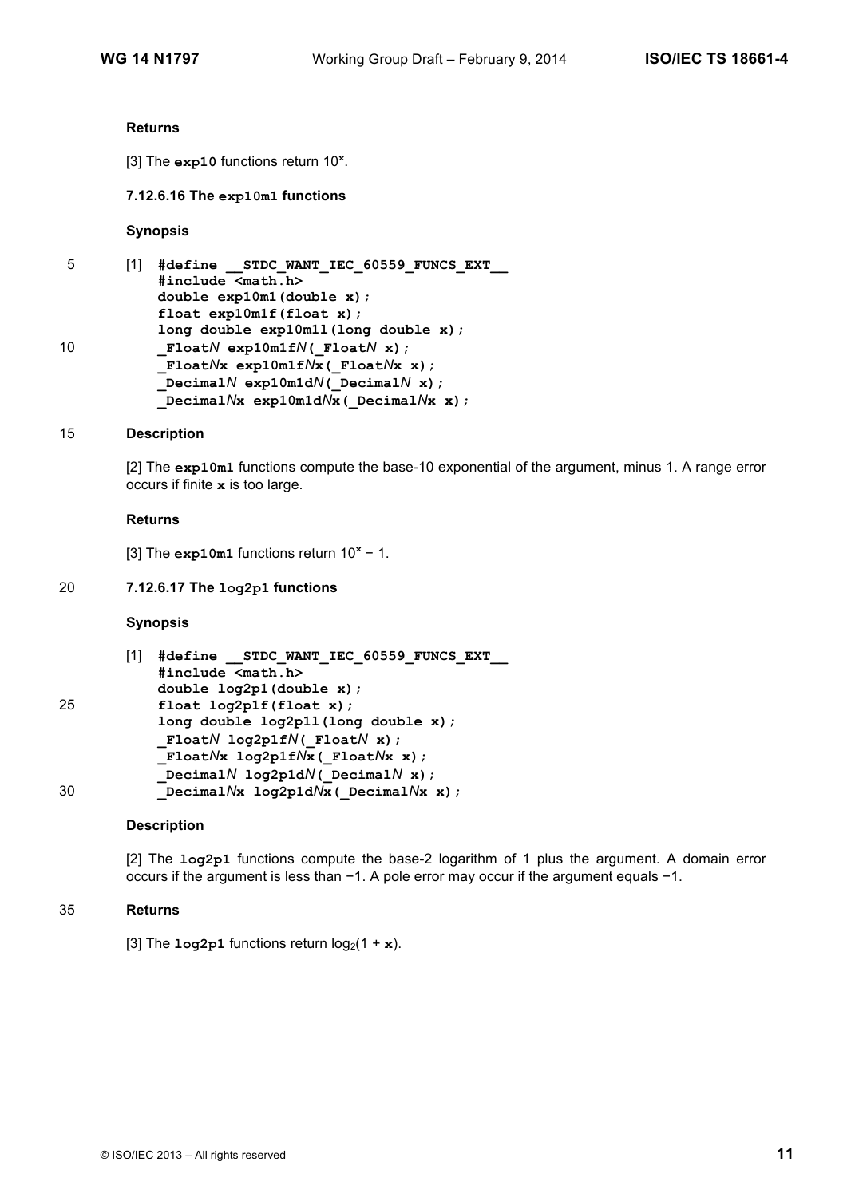**Returns**

[3] The **exp10** functions return $10^{\mathbf{x}}$.

### 7.12.6.16 The exp10m1 functions

**Synopsis**

[1]
```
#define __STDC_WANT_IEC_60559_FUNCS_EXT__
#include <math.h>
double exp10m1(double x);
float exp10m1f(float x);
long double exp10m1l(long double x);
_FloatN exp10m1fN(_FloatN x);
_FloatNx exp10m1fNx(_FloatNx x);
_DecimalN exp10m1dN(_DecimalN x);
_DecimalNx exp10m1dNx(_DecimalNx x);
```

**Description**

[2] The **exp10m1** functions compute the base-10 exponential of the argument, minus 1. A range error occurs if finite **x** is too large.

**Returns**

[3] The **exp10m1** functions return $10^{\mathbf{x}} - 1$.

### 7.12.6.17 The log2p1 functions

**Synopsis**

[1]
```
#define __STDC_WANT_IEC_60559_FUNCS_EXT__
#include <math.h>
double log2p1(double x);
float log2p1f(float x);
long double log2p1l(long double x);
_FloatN log2p1fN(_FloatN x);
_FloatNx log2p1fNx(_FloatNx x);
_DecimalN log2p1dN(_DecimalN x);
_DecimalNx log2p1dNx(_DecimalNx x);
```

**Description**

[2] The **log2p1** functions compute the base-2 logarithm of 1 plus the argument. A domain error occurs if the argument is less than −1. A pole error may occur if the argument equals −1.

**Returns**

[3] The **log2p1** functions return $\log_2(1 + \mathbf{x})$.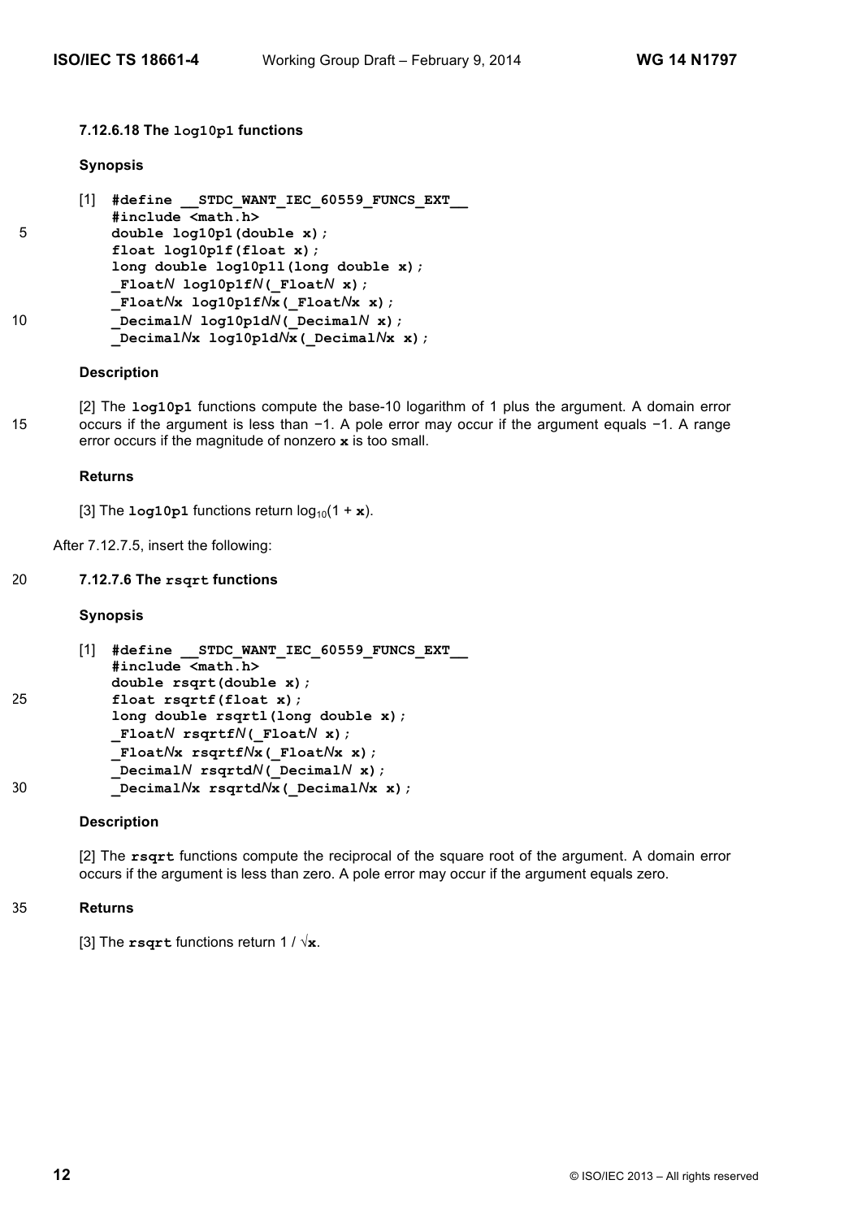#### 7.12.6.18 The `log10p1` functions

**Synopsis**

[1]
```
#define __STDC_WANT_IEC_60559_FUNCS_EXT__
#include <math.h>
double log10p1(double x);
float log10p1f(float x);
long double log10p1l(long double x);
_FloatN log10p1fN(_FloatN x);
_FloatNx log10p1fNx(_FloatNx x);
_DecimalN log10p1dN(_DecimalN x);
_DecimalNx log10p1dNx(_DecimalNx x);
```

**Description**

[2] The **`log10p1`** functions compute the base-10 logarithm of 1 plus the argument. A domain error occurs if the argument is less than −1. A pole error may occur if the argument equals −1. A range error occurs if the magnitude of nonzero **`x`** is too small.

**Returns**

[3] The **`log10p1`** functions return $\log_{10}(1 + \mathbf{x})$.

After 7.12.7.5, insert the following:

#### 7.12.7.6 The `rsqrt` functions

**Synopsis**

[1]
```
#define __STDC_WANT_IEC_60559_FUNCS_EXT__
#include <math.h>
double rsqrt(double x);
float rsqrtf(float x);
long double rsqrtl(long double x);
_FloatN rsqrtfN(_FloatN x);
_FloatNx rsqrtfNx(_FloatNx x);
_DecimalN rsqrtdN(_DecimalN x);
_DecimalNx rsqrtdNx(_DecimalNx x);
```

**Description**

[2] The **`rsqrt`** functions compute the reciprocal of the square root of the argument. A domain error occurs if the argument is less than zero. A pole error may occur if the argument equals zero.

**Returns**

[3] The **`rsqrt`** functions return $1 / \sqrt{\mathbf{x}}$.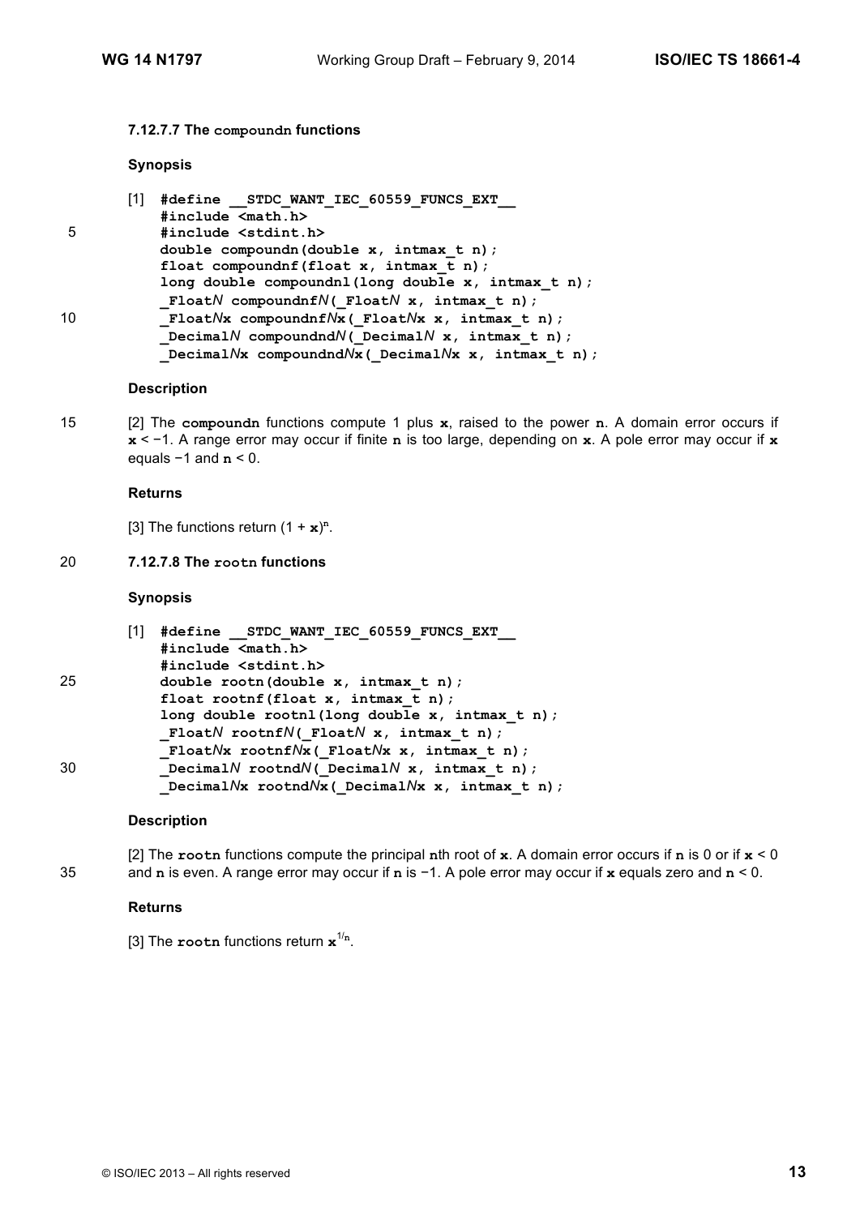#### 7.12.7.7 The compoundn functions

**Synopsis**

[1]
```
#define __STDC_WANT_IEC_60559_FUNCS_EXT__
#include <math.h>
#include <stdint.h>
double compoundn(double x, intmax_t n);
float compoundnf(float x, intmax_t n);
long double compoundnl(long double x, intmax_t n);
_FloatN compoundnfN(_FloatN x, intmax_t n);
_FloatNx compoundnfNx(_FloatNx x, intmax_t n);
_DecimalN compoundndN(_DecimalN x, intmax_t n);
_DecimalNx compoundndNx(_DecimalNx x, intmax_t n);
```

**Description**

[2] The **compoundn** functions compute 1 plus **x**, raised to the power **n**. A domain error occurs if **x** < −1. A range error may occur if finite **n** is too large, depending on **x**. A pole error may occur if **x** equals −1 and **n** < 0.

**Returns**

[3] The functions return $(1 + \mathbf{x})^{\mathbf{n}}$.

#### 7.12.7.8 The rootn functions

**Synopsis**

[1]
```
#define __STDC_WANT_IEC_60559_FUNCS_EXT__
#include <math.h>
#include <stdint.h>
double rootn(double x, intmax_t n);
float rootnf(float x, intmax_t n);
long double rootnl(long double x, intmax_t n);
_FloatN rootnfN(_FloatN x, intmax_t n);
_FloatNx rootnfNx(_FloatNx x, intmax_t n);
_DecimalN rootndN(_DecimalN x, intmax_t n);
_DecimalNx rootndNx(_DecimalNx x, intmax_t n);
```

**Description**

[2] The **rootn** functions compute the principal **n**th root of **x**. A domain error occurs if **n** is 0 or if **x** < 0 and **n** is even. A range error may occur if **n** is −1. A pole error may occur if **x** equals zero and **n** < 0.

**Returns**

[3] The **rootn** functions return $\mathbf{x}^{1/\mathbf{n}}$.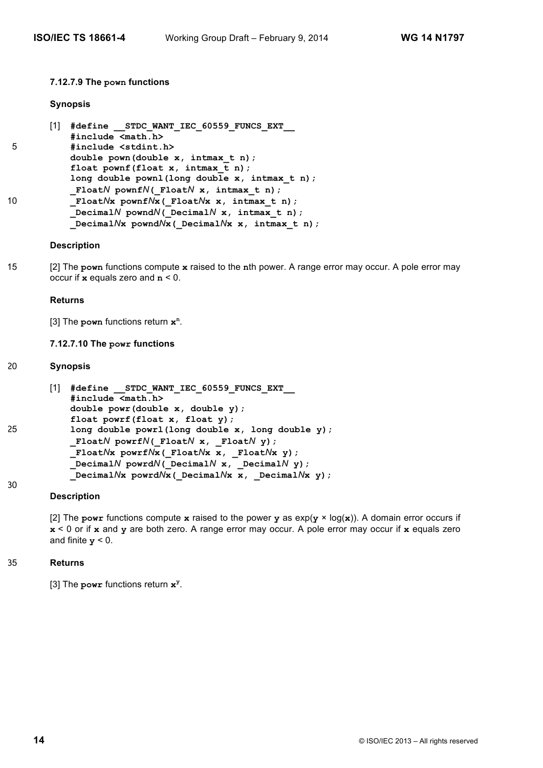#### 7.12.7.9 The **pown** functions

**Synopsis**

[1]
```
#define __STDC_WANT_IEC_60559_FUNCS_EXT__
#include <math.h>
#include <stdint.h>
double pown(double x, intmax_t n);
float pownf(float x, intmax_t n);
long double pownl(long double x, intmax_t n);
_FloatN pownfN(_FloatN x, intmax_t n);
_FloatNx pownfNx(_FloatNx x, intmax_t n);
_DecimalN powndN(_DecimalN x, intmax_t n);
_DecimalNx powndNx(_DecimalNx x, intmax_t n);
```

**Description**

[2] The **pown** functions compute **x** raised to the **n**th power. A range error may occur. A pole error may occur if **x** equals zero and **n** < 0.

**Returns**

[3] The **pown** functions return $\mathbf{x}^{\mathbf{n}}$.

#### 7.12.7.10 The **powr** functions

**Synopsis**

[1]
```
#define __STDC_WANT_IEC_60559_FUNCS_EXT__
#include <math.h>
double powr(double x, double y);
float powrf(float x, float y);
long double powrl(long double x, long double y);
_FloatN powrfN(_FloatN x, _FloatN y);
_FloatNx powrfNx(_FloatNx x, _FloatNx y);
_DecimalN powrdN(_DecimalN x, _DecimalN y);
_DecimalNx powrdNx(_DecimalNx x, _DecimalNx y);
```

**Description**

[2] The **powr** functions compute **x** raised to the power **y** as exp(**y** × log(**x**)). A domain error occurs if **x** < 0 or if **x** and **y** are both zero. A range error may occur. A pole error may occur if **x** equals zero and finite **y** < 0.

**Returns**

[3] The **powr** functions return $\mathbf{x}^{\mathbf{y}}$.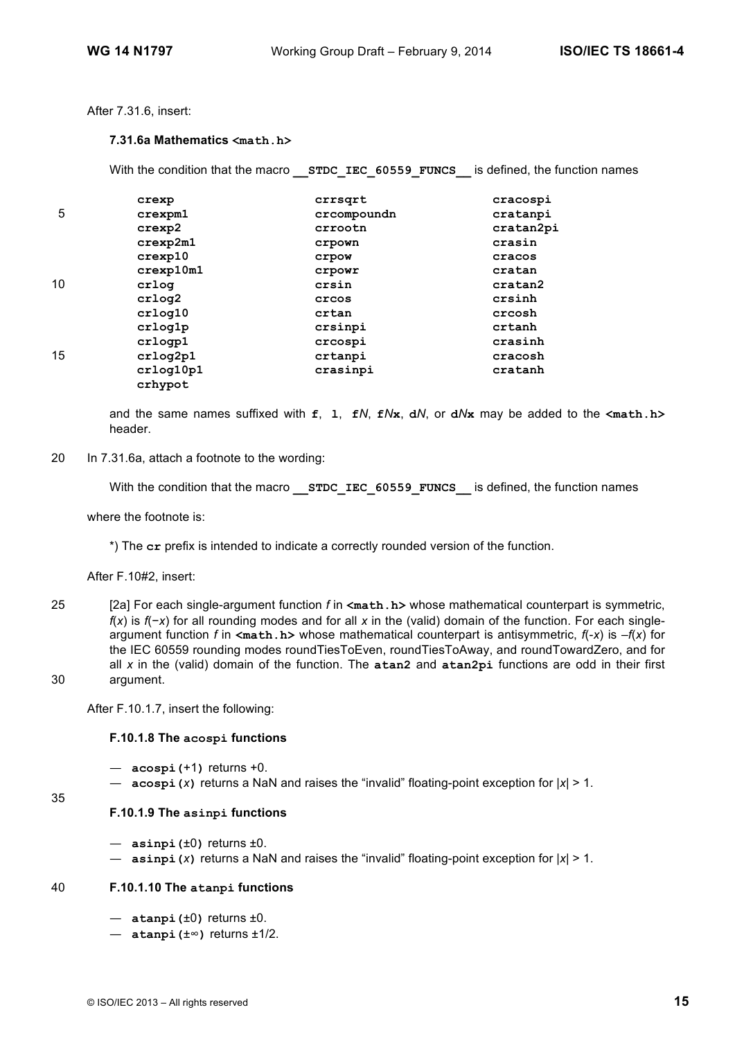After 7.31.6, insert:

**7.31.6a Mathematics `<math.h>`**

With the condition that the macro **`__STDC_IEC_60559_FUNCS__`** is defined, the function names

| | | |
|---|---|---|
| **crexp** | **crrsqrt** | **cracospi** |
| **crexpm1** | **crcompoundn** | **cratanpi** |
| **crexp2** | **crrootn** | **cratan2pi** |
| **crexp2m1** | **crpown** | **crasin** |
| **crexp10** | **crpow** | **cracos** |
| **crexp10m1** | **crpowr** | **cratan** |
| **crlog** | **crsin** | **cratan2** |
| **crlog2** | **crcos** | **crsinh** |
| **crlog10** | **crtan** | **crcosh** |
| **crlog1p** | **crsinpi** | **crtanh** |
| **crlogp1** | **crcospi** | **crasinh** |
| **crlog2p1** | **crtanpi** | **cracosh** |
| **crlog10p1** | **crasinpi** | **cratanh** |
| **crhypot** | | |

and the same names suffixed with **f**, **l**, **f***N*, **f***N***x**, **d***N*, or **d***N***x** may be added to the **`<math.h>`** header.

In 7.31.6a, attach a footnote to the wording:

With the condition that the macro **`__STDC_IEC_60559_FUNCS__`** is defined, the function names

where the footnote is:

*) The **cr** prefix is intended to indicate a correctly rounded version of the function.

After F.10#2, insert:

[2a] For each single-argument function *f* in **`<math.h>`** whose mathematical counterpart is symmetric, $f(x)$ is $f(-x)$ for all rounding modes and for all *x* in the (valid) domain of the function. For each single-argument function *f* in **`<math.h>`** whose mathematical counterpart is antisymmetric, $f(-x)$ is $-f(x)$ for the IEC 60559 rounding modes roundTiesToEven, roundTiesToAway, and roundTowardZero, and for all *x* in the (valid) domain of the function. The **atan2** and **atan2pi** functions are odd in their first argument.

After F.10.1.7, insert the following:

**F.10.1.8 The `acospi` functions**

— **acospi(**+1**)** returns +0.
— **acospi(***x***)** returns a NaN and raises the "invalid" floating-point exception for $|x| > 1$.

**F.10.1.9 The `asinpi` functions**

— **asinpi(**±0**)** returns ±0.
— **asinpi(***x***)** returns a NaN and raises the "invalid" floating-point exception for $|x| > 1$.

**F.10.1.10 The `atanpi` functions**

— **atanpi(**±0**)** returns ±0.
— **atanpi(**±∞**)** returns ±1/2.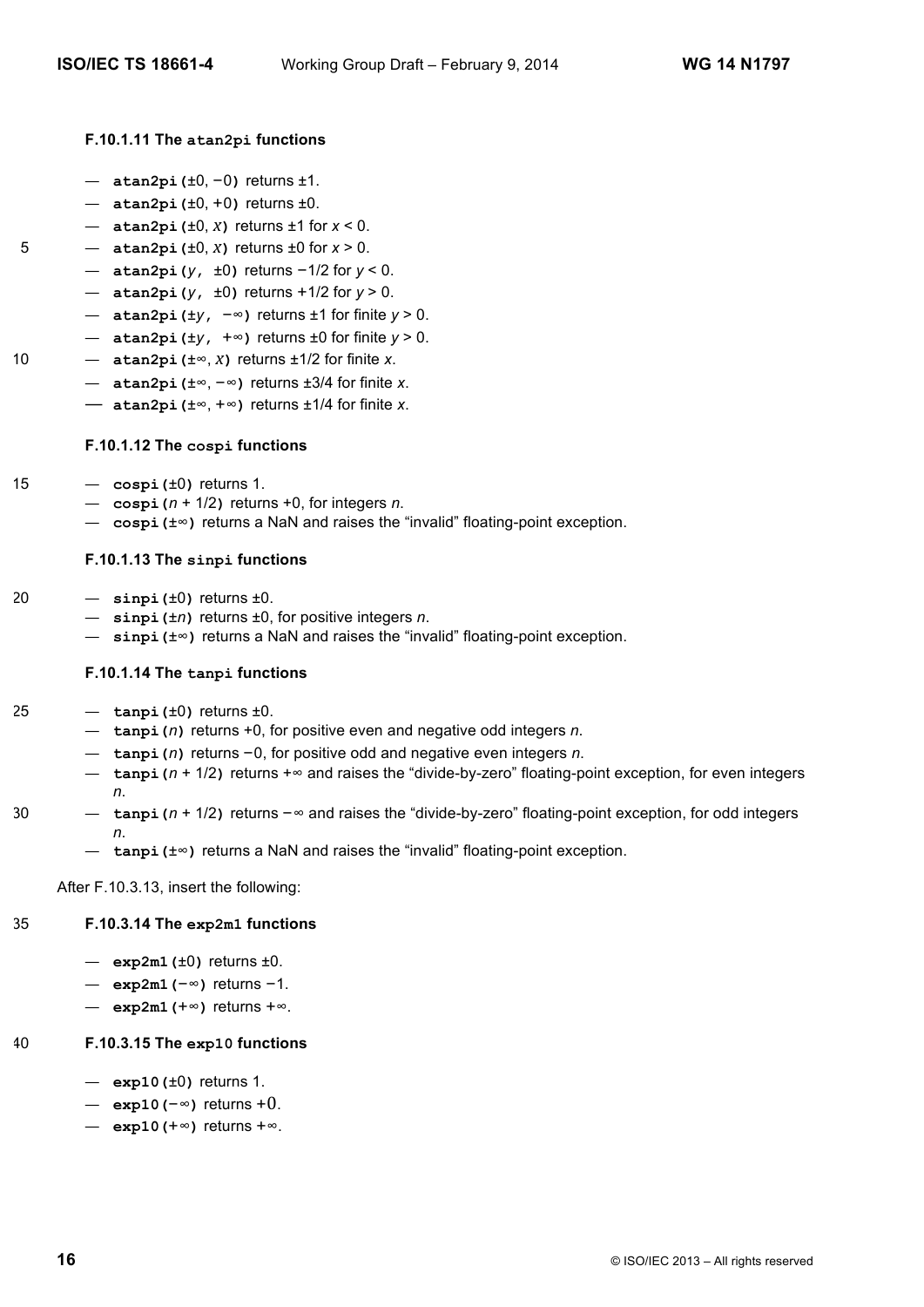#### F.10.1.11 The `atan2pi` functions

— `atan2pi(`±0, −0`)` returns ±1.
— `atan2pi(`±0, +0`)` returns ±0.
— `atan2pi(`±0, *x*`)` returns ±1 for $x < 0$.
— `atan2pi(`±0, *x*`)` returns ±0 for $x > 0$.
— `atan2pi(`*y*, ±0`)` returns −1/2 for $y < 0$.
— `atan2pi(`*y*, ±0`)` returns +1/2 for $y > 0$.
— `atan2pi(`±*y*, −∞`)` returns ±1 for finite $y > 0$.
— `atan2pi(`±*y*, +∞`)` returns ±0 for finite $y > 0$.
— `atan2pi(`±∞, *x*`)` returns ±1/2 for finite *x*.
— `atan2pi(`±∞, −∞`)` returns ±3/4 for finite *x*.
— `atan2pi(`±∞, +∞`)` returns ±1/4 for finite *x*.

#### F.10.1.12 The `cospi` functions

— `cospi(`±0`)` returns 1.
— `cospi(`*n* + 1/2`)` returns +0, for integers *n*.
— `cospi(`±∞`)` returns a NaN and raises the "invalid" floating-point exception.

#### F.10.1.13 The `sinpi` functions

— `sinpi(`±0`)` returns ±0.
— `sinpi(`±*n*`)` returns ±0, for positive integers *n*.
— `sinpi(`±∞`)` returns a NaN and raises the "invalid" floating-point exception.

#### F.10.1.14 The `tanpi` functions

— `tanpi(`±0`)` returns ±0.
— `tanpi(`*n*`)` returns +0, for positive even and negative odd integers *n*.
— `tanpi(`*n*`)` returns −0, for positive odd and negative even integers *n*.
— `tanpi(`*n* + 1/2`)` returns +∞ and raises the "divide-by-zero" floating-point exception, for even integers *n*.
— `tanpi(`*n* + 1/2`)` returns −∞ and raises the "divide-by-zero" floating-point exception, for odd integers *n*.
— `tanpi(`±∞`)` returns a NaN and raises the "invalid" floating-point exception.

After F.10.3.13, insert the following:

#### F.10.3.14 The `exp2m1` functions

— `exp2m1(`±0`)` returns ±0.
— `exp2m1(`−∞`)` returns −1.
— `exp2m1(`+∞`)` returns +∞.

#### F.10.3.15 The `exp10` functions

— `exp10(`±0`)` returns 1.
— `exp10(`−∞`)` returns +0.
— `exp10(`+∞`)` returns +∞.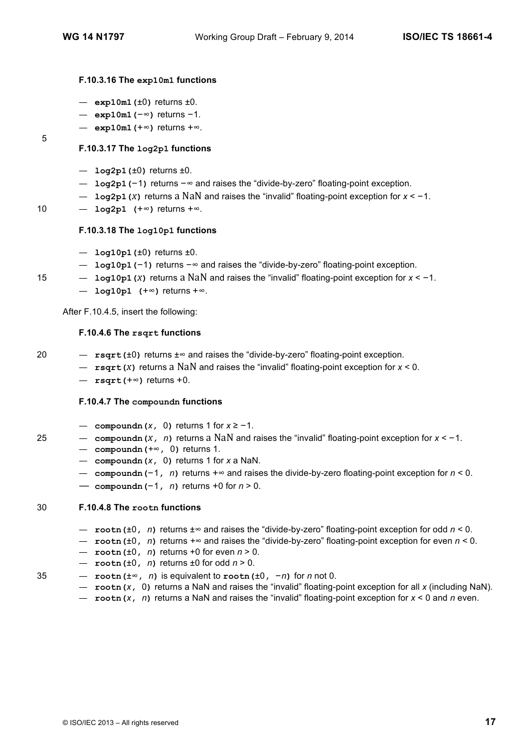#### F.10.3.16 The `exp10m1` functions

— **`exp10m1(±0)`** returns ±0.
— **`exp10m1(−∞)`** returns −1.
— **`exp10m1(+∞)`** returns +∞.

#### F.10.3.17 The `log2p1` functions

— **`log2p1(±0)`** returns ±0.
— **`log2p1(−1)`** returns −∞ and raises the "divide-by-zero" floating-point exception.
— **`log2p1(x)`** returns a NaN and raises the "invalid" floating-point exception for $x < -1$.
— **`log2p1 (+∞)`** returns +∞.

#### F.10.3.18 The `log10p1` functions

— **`log10p1(±0)`** returns ±0.
— **`log10p1(−1)`** returns −∞ and raises the "divide-by-zero" floating-point exception.
— **`log10p1(x)`** returns a NaN and raises the "invalid" floating-point exception for $x < -1$.
— **`log10p1 (+∞)`** returns +∞.

After F.10.4.5, insert the following:

#### F.10.4.6 The `rsqrt` functions

— **`rsqrt(±0)`** returns ±∞ and raises the "divide-by-zero" floating-point exception.
— **`rsqrt(x)`** returns a NaN and raises the "invalid" floating-point exception for $x < 0$.
— **`rsqrt(+∞)`** returns +0.

#### F.10.4.7 The `compoundn` functions

— **`compoundn(x, 0)`** returns 1 for $x \geq -1$.
— **`compoundn(x, n)`** returns a NaN and raises the "invalid" floating-point exception for $x < -1$.
— **`compoundn(+∞, 0)`** returns 1.
— **`compoundn(x, 0)`** returns 1 for *x* a NaN.
— **`compoundn(−1, n)`** returns +∞ and raises the divide-by-zero floating-point exception for $n < 0$.
— **`compoundn(−1, n)`** returns +0 for $n > 0$.

#### F.10.4.8 The `rootn` functions

— **`rootn(±0, n)`** returns ±∞ and raises the "divide-by-zero" floating-point exception for odd $n < 0$.
— **`rootn(±0, n)`** returns +∞ and raises the "divide-by-zero" floating-point exception for even $n < 0$.
— **`rootn(±0, n)`** returns +0 for even $n > 0$.
— **`rootn(±0, n)`** returns ±0 for odd $n > 0$.
— **`rootn(±∞, n)`** is equivalent to **`rootn(±0, −n)`** for *n* not 0.
— **`rootn(x, 0)`** returns a NaN and raises the "invalid" floating-point exception for all *x* (including NaN).
— **`rootn(x, n)`** returns a NaN and raises the "invalid" floating-point exception for $x < 0$ and *n* even.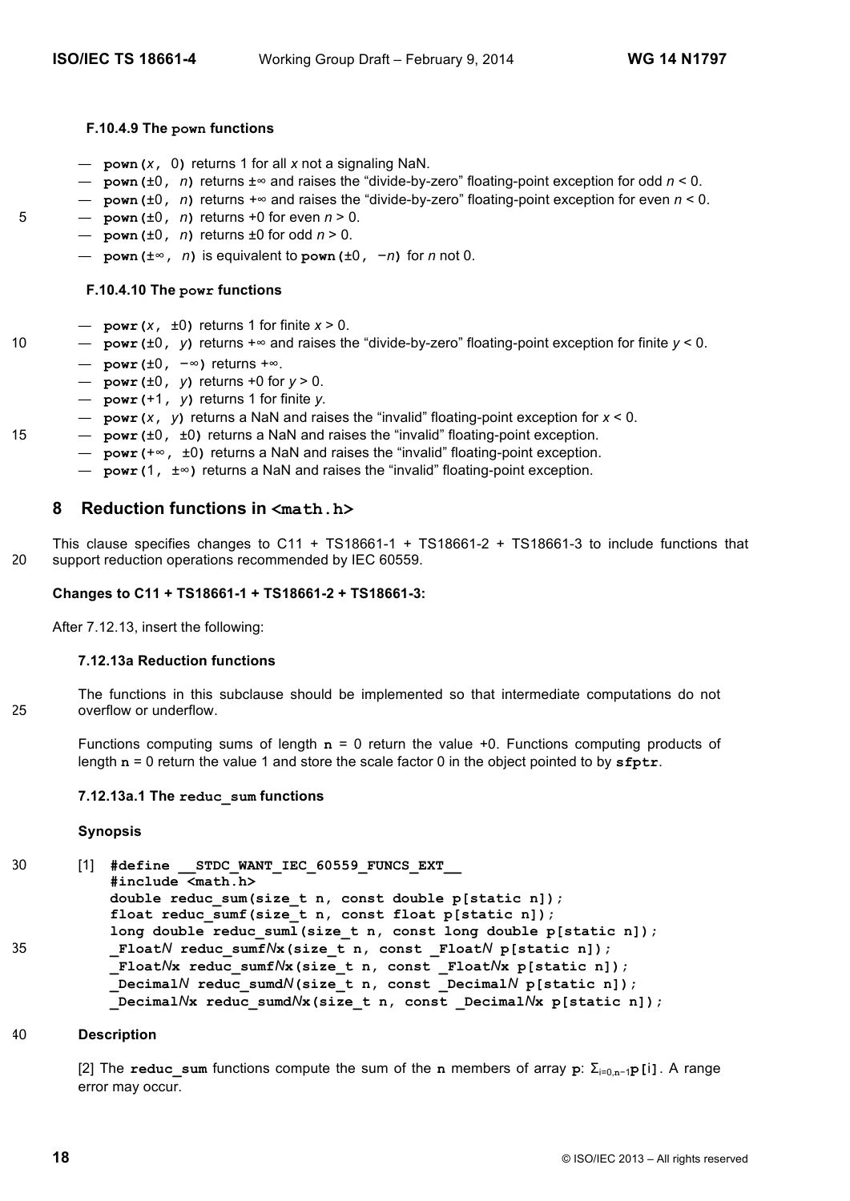#### F.10.4.9 The pown functions

- **pown(***x*, 0**)** returns 1 for all *x* not a signaling NaN.
- **pown(**±0, *n***)** returns ±∞ and raises the "divide-by-zero" floating-point exception for odd $n < 0$.
- **pown(**±0, *n***)** returns +∞ and raises the "divide-by-zero" floating-point exception for even $n < 0$.
- **pown(**±0, *n***)** returns +0 for even $n > 0$.
- **pown(**±0, *n***)** returns ±0 for odd $n > 0$.
- **pown(**±∞, *n***)** is equivalent to **pown(**±0, −*n***)** for *n* not 0.

#### F.10.4.10 The powr functions

- **powr(***x*, ±0**)** returns 1 for finite $x > 0$.
- **powr(**±0, *y***)** returns +∞ and raises the "divide-by-zero" floating-point exception for finite $y < 0$.
- **powr(**±0, −∞**)** returns +∞.
- **powr(**±0, *y***)** returns +0 for $y > 0$.
- **powr(**+1, *y***)** returns 1 for finite *y*.
- **powr(***x*, *y***)** returns a NaN and raises the "invalid" floating-point exception for $x < 0$.
- **powr(**±0, ±0**)** returns a NaN and raises the "invalid" floating-point exception.
- **powr(**+∞, ±0**)** returns a NaN and raises the "invalid" floating-point exception.
- **powr(**1, ±∞**)** returns a NaN and raises the "invalid" floating-point exception.

## 8 Reduction functions in <math.h>

This clause specifies changes to C11 + TS18661-1 + TS18661-2 + TS18661-3 to include functions that support reduction operations recommended by IEC 60559.

**Changes to C11 + TS18661-1 + TS18661-2 + TS18661-3:**

After 7.12.13, insert the following:

#### 7.12.13a Reduction functions

The functions in this subclause should be implemented so that intermediate computations do not overflow or underflow.

Functions computing sums of length **n** = 0 return the value +0. Functions computing products of length **n** = 0 return the value 1 and store the scale factor 0 in the object pointed to by **sfptr**.

#### 7.12.13a.1 The reduc_sum functions

**Synopsis**

[1]
```
#define __STDC_WANT_IEC_60559_FUNCS_EXT__
#include <math.h>
double reduc_sum(size_t n, const double p[static n]);
float reduc_sumf(size_t n, const float p[static n]);
long double reduc_suml(size_t n, const long double p[static n]);
_FloatN reduc_sumfN(size_t n, const _FloatN p[static n]);
_FloatNx reduc_sumfNx(size_t n, const _FloatNx p[static n]);
_DecimalN reduc_sumdN(size_t n, const _DecimalN p[static n]);
_DecimalNx reduc_sumdNx(size_t n, const _DecimalNx p[static n]);
```

**Description**

[2] The **reduc_sum** functions compute the sum of the **n** members of array **p**: $\Sigma_{i=0,n-1}$**p[i]**. A range error may occur.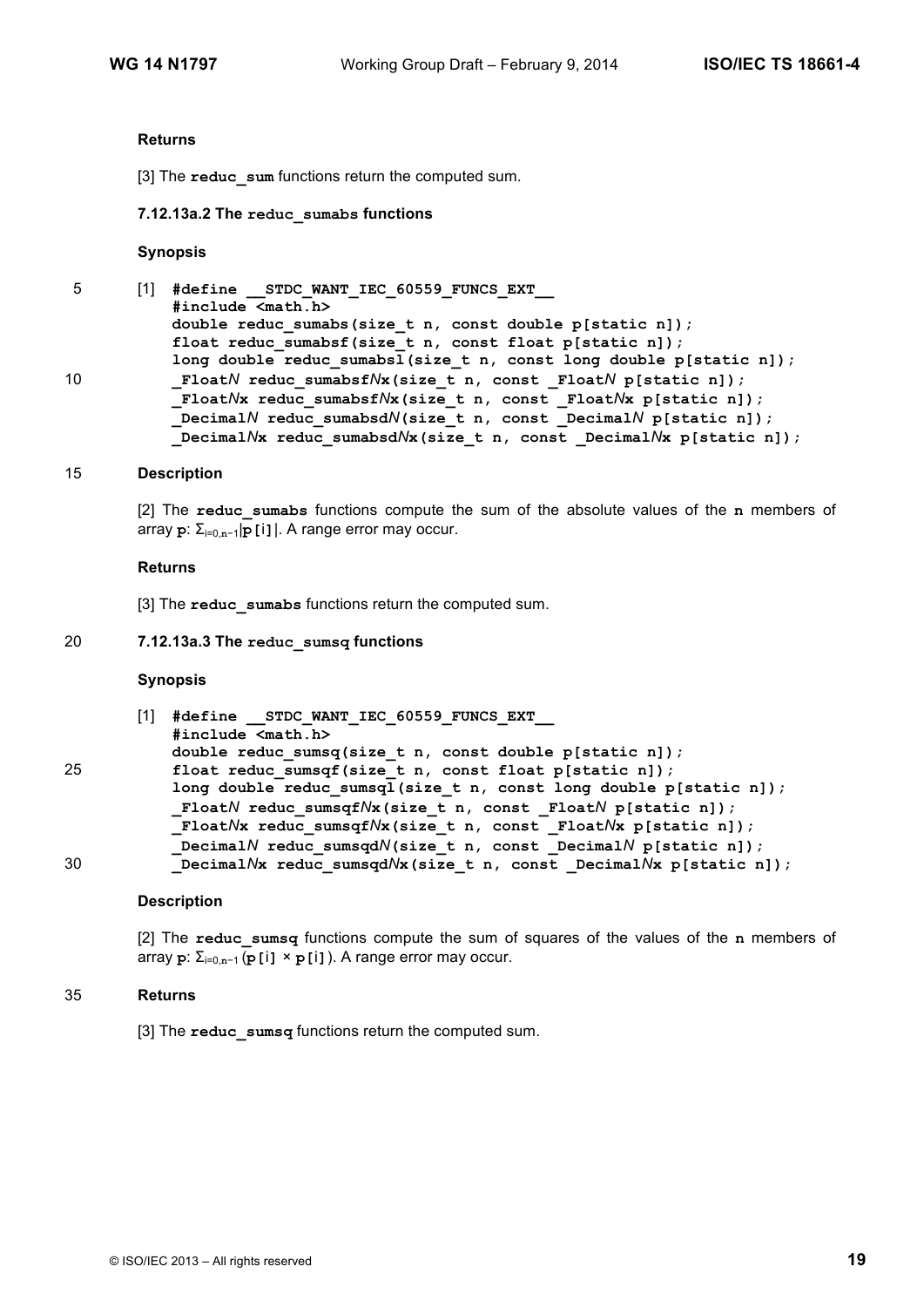**Returns**

[3] The **reduc_sum** functions return the computed sum.

### 7.12.13a.2 The reduc_sumabs functions

**Synopsis**

[1]
```
#define __STDC_WANT_IEC_60559_FUNCS_EXT__
#include <math.h>
double reduc_sumabs(size_t n, const double p[static n]);
float reduc_sumabsf(size_t n, const float p[static n]);
long double reduc_sumabsl(size_t n, const long double p[static n]);
_FloatN reduc_sumabsfNx(size_t n, const _FloatN p[static n]);
_FloatNx reduc_sumabsfNx(size_t n, const _FloatNx p[static n]);
_DecimalN reduc_sumabsdN(size_t n, const _DecimalN p[static n]);
_DecimalNx reduc_sumabsdNx(size_t n, const _DecimalNx p[static n]);
```

**Description**

[2] The **reduc_sumabs** functions compute the sum of the absolute values of the **n** members of array **p**: $\Sigma_{i=0,n-1}|$**p[i]**$|$. A range error may occur.

**Returns**

[3] The **reduc_sumabs** functions return the computed sum.

### 7.12.13a.3 The reduc_sumsq functions

**Synopsis**

[1]
```
#define __STDC_WANT_IEC_60559_FUNCS_EXT__
#include <math.h>
double reduc_sumsq(size_t n, const double p[static n]);
float reduc_sumsqf(size_t n, const float p[static n]);
long double reduc_sumsql(size_t n, const long double p[static n]);
_FloatN reduc_sumsqfNx(size_t n, const _FloatN p[static n]);
_FloatNx reduc_sumsqfNx(size_t n, const _FloatNx p[static n]);
_DecimalN reduc_sumsqdN(size_t n, const _DecimalN p[static n]);
_DecimalNx reduc_sumsqdNx(size_t n, const _DecimalNx p[static n]);
```

**Description**

[2] The **reduc_sumsq** functions compute the sum of squares of the values of the **n** members of array **p**: $\Sigma_{i=0,n-1}$ (**p[i]** × **p[i]**). A range error may occur.

**Returns**

[3] The **reduc_sumsq** functions return the computed sum.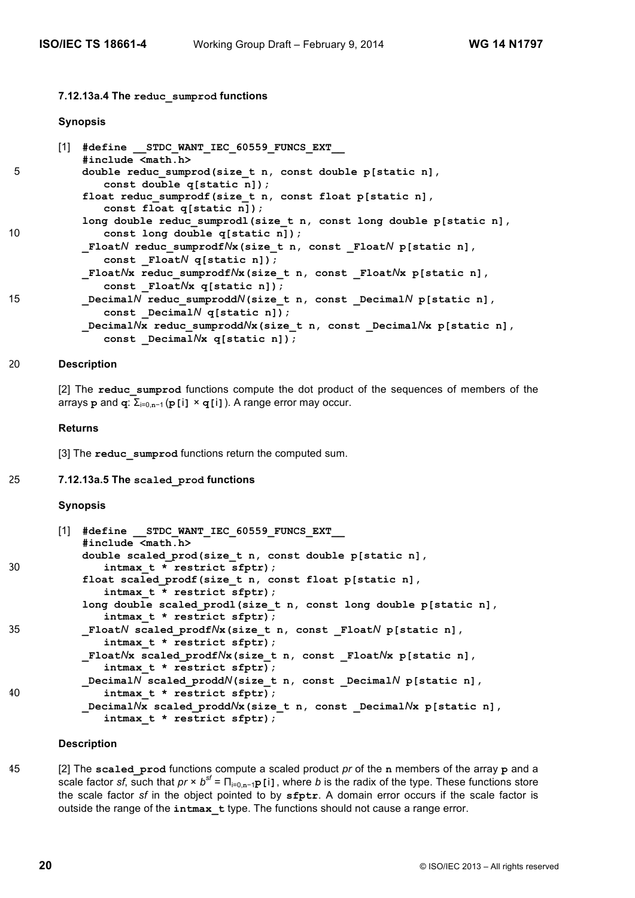### 7.12.13a.4 The `reduc_sumprod` functions

**Synopsis**

[1]
```
#define __STDC_WANT_IEC_60559_FUNCS_EXT__
#include <math.h>
double reduc_sumprod(size_t n, const double p[static n],
   const double q[static n]);
float reduc_sumprodf(size_t n, const float p[static n],
   const float q[static n]);
long double reduc_sumprodl(size_t n, const long double p[static n],
   const long double q[static n]);
_FloatN reduc_sumprodfN(size_t n, const _FloatN p[static n],
   const _FloatN q[static n]);
_FloatNx reduc_sumprodfNx(size_t n, const _FloatNx p[static n],
   const _FloatNx q[static n]);
_DecimalN reduc_sumproddN(size_t n, const _DecimalN p[static n],
   const _DecimalN q[static n]);
_DecimalNx reduc_sumproddNx(size_t n, const _DecimalNx p[static n],
   const _DecimalNx q[static n]);
```

**Description**

[2] The **`reduc_sumprod`** functions compute the dot product of the sequences of members of the arrays **`p`** and **`q`**: $\Sigma_{i=0,n-1}$(**`p[i]`** × **`q[i]`**). A range error may occur.

**Returns**

[3] The **`reduc_sumprod`** functions return the computed sum.

### 7.12.13a.5 The `scaled_prod` functions

**Synopsis**

[1]
```
#define __STDC_WANT_IEC_60559_FUNCS_EXT__
#include <math.h>
double scaled_prod(size_t n, const double p[static n],
   intmax_t * restrict sfptr);
float scaled_prodf(size_t n, const float p[static n],
   intmax_t * restrict sfptr);
long double scaled_prodl(size_t n, const long double p[static n],
   intmax_t * restrict sfptr);
_FloatN scaled_prodfNx(size_t n, const _FloatN p[static n],
   intmax_t * restrict sfptr);
_FloatNx scaled_prodfNx(size_t n, const _FloatNx p[static n],
   intmax_t * restrict sfptr);
_DecimalN scaled_proddN(size_t n, const _DecimalN p[static n],
   intmax_t * restrict sfptr);
_DecimalNx scaled_proddNx(size_t n, const _DecimalNx p[static n],
   intmax_t * restrict sfptr);
```

**Description**

[2] The **`scaled_prod`** functions compute a scaled product *pr* of the **`n`** members of the array **`p`** and a scale factor *sf*, such that $pr \times b^{sf} = \Pi_{i=0,n-1}$**`p[i]`**, where *b* is the radix of the type. These functions store the scale factor *sf* in the object pointed to by **`sfptr`**. A domain error occurs if the scale factor is outside the range of the **`intmax_t`** type. The functions should not cause a range error.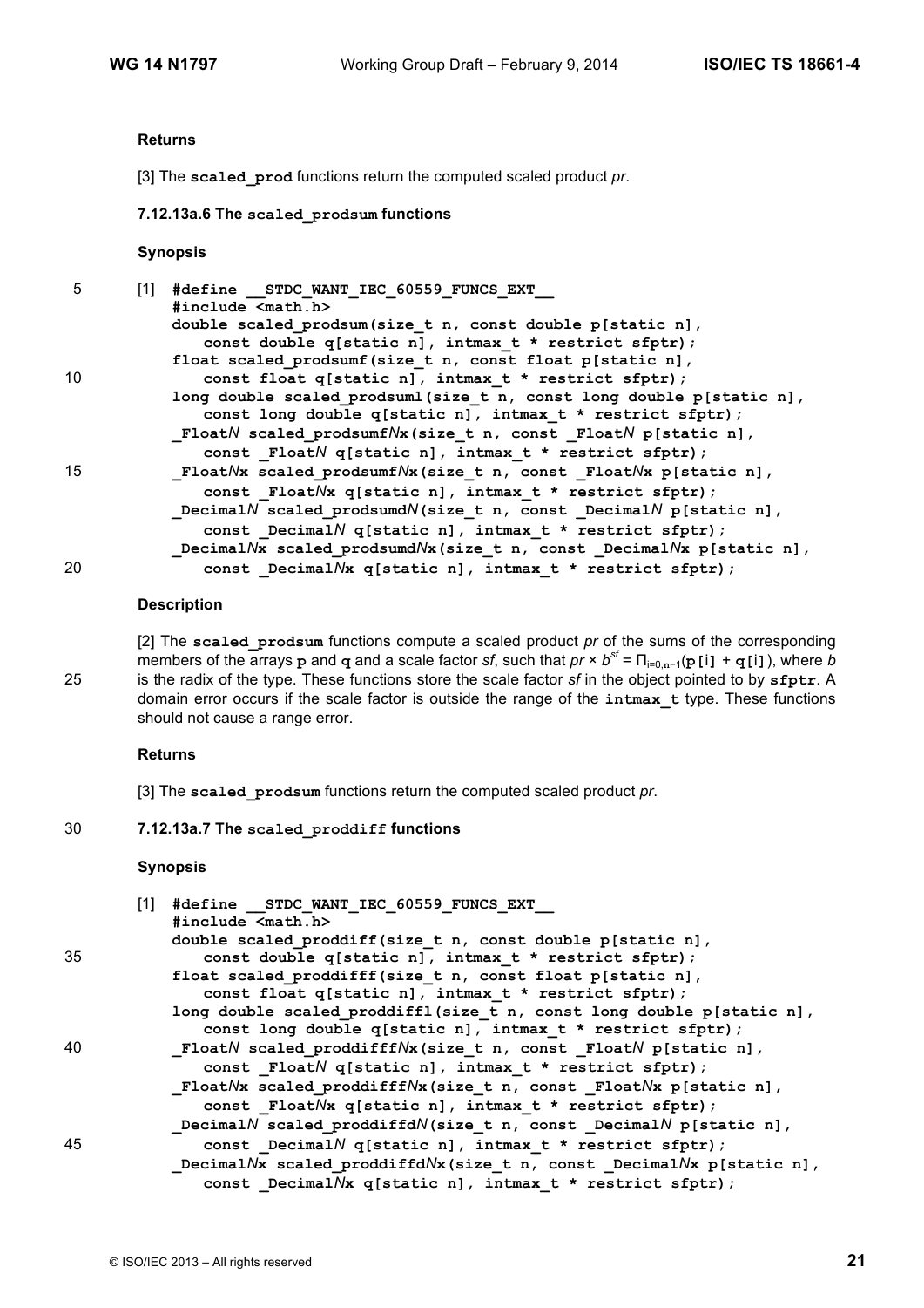**Returns**

[3] The **scaled_prod** functions return the computed scaled product *pr*.

### 7.12.13a.6 The scaled_prodsum functions

**Synopsis**

[1]
```
#define __STDC_WANT_IEC_60559_FUNCS_EXT__
#include <math.h>
double scaled_prodsum(size_t n, const double p[static n],
   const double q[static n], intmax_t * restrict sfptr);
float scaled_prodsumf(size_t n, const float p[static n],
   const float q[static n], intmax_t * restrict sfptr);
long double scaled_prodsuml(size_t n, const long double p[static n],
   const long double q[static n], intmax_t * restrict sfptr);
_FloatN scaled_prodsumfN(size_t n, const _FloatN p[static n],
   const _FloatN q[static n], intmax_t * restrict sfptr);
_FloatNx scaled_prodsumfNx(size_t n, const _FloatNx p[static n],
   const _FloatNx q[static n], intmax_t * restrict sfptr);
_DecimalN scaled_prodsumdN(size_t n, const _DecimalN p[static n],
   const _DecimalN q[static n], intmax_t * restrict sfptr);
_DecimalNx scaled_prodsumdNx(size_t n, const _DecimalNx p[static n],
   const _DecimalNx q[static n], intmax_t * restrict sfptr);
```

**Description**

[2] The **scaled_prodsum** functions compute a scaled product *pr* of the sums of the corresponding members of the arrays **p** and **q** and a scale factor *sf*, such that $pr \times b^{sf} = \prod_{i=0,n-1}($**p[i]** + **q[i]**$)$, where *b* is the radix of the type. These functions store the scale factor *sf* in the object pointed to by **sfptr**. A domain error occurs if the scale factor is outside the range of the **intmax_t** type. These functions should not cause a range error.

**Returns**

[3] The **scaled_prodsum** functions return the computed scaled product *pr*.

### 7.12.13a.7 The scaled_proddiff functions

**Synopsis**

[1]
```
#define __STDC_WANT_IEC_60559_FUNCS_EXT__
#include <math.h>
double scaled_proddiff(size_t n, const double p[static n],
   const double q[static n], intmax_t * restrict sfptr);
float scaled_proddifff(size_t n, const float p[static n],
   const float q[static n], intmax_t * restrict sfptr);
long double scaled_proddiffl(size_t n, const long double p[static n],
   const long double q[static n], intmax_t * restrict sfptr);
_FloatN scaled_proddifffNx(size_t n, const _FloatN p[static n],
   const _FloatN q[static n], intmax_t * restrict sfptr);
_FloatNx scaled_proddifffNx(size_t n, const _FloatNx p[static n],
   const _FloatNx q[static n], intmax_t * restrict sfptr);
_DecimalN scaled_proddiffdN(size_t n, const _DecimalN p[static n],
   const _DecimalN q[static n], intmax_t * restrict sfptr);
_DecimalNx scaled_proddiffdNx(size_t n, const _DecimalNx p[static n],
   const _DecimalNx q[static n], intmax_t * restrict sfptr);
```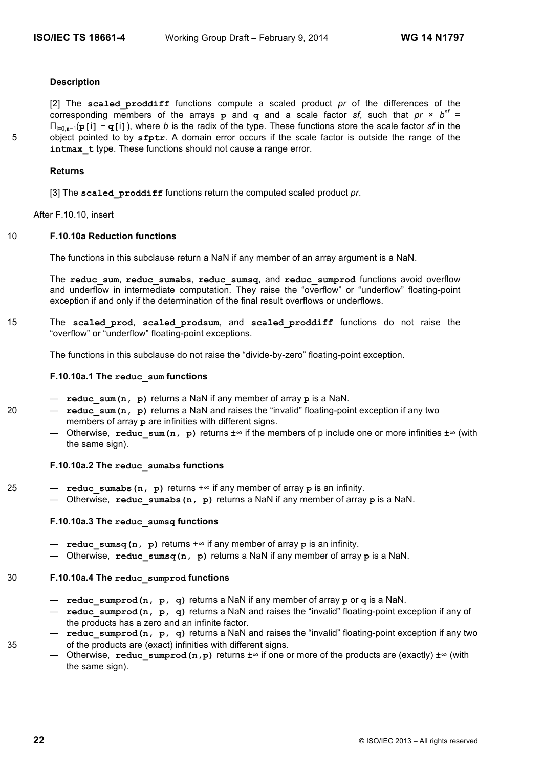**Description**

[2] The **scaled_proddiff** functions compute a scaled product *pr* of the differences of the corresponding members of the arrays **p** and **q** and a scale factor *sf*, such that $pr \times b^{sf} = \Pi_{i=0,n-1}($**p[i]** − **q[i]**$)$, where *b* is the radix of the type. These functions store the scale factor *sf* in the object pointed to by **sfptr**. A domain error occurs if the scale factor is outside the range of the **intmax_t** type. These functions should not cause a range error.

**Returns**

[3] The **scaled_proddiff** functions return the computed scaled product *pr*.

After F.10.10, insert

**F.10.10a Reduction functions**

The functions in this subclause return a NaN if any member of an array argument is a NaN.

The **reduc_sum**, **reduc_sumabs**, **reduc_sumsq**, and **reduc_sumprod** functions avoid overflow and underflow in intermediate computation. They raise the "overflow" or "underflow" floating-point exception if and only if the determination of the final result overflows or underflows.

The **scaled_prod**, **scaled_prodsum**, and **scaled_proddiff** functions do not raise the "overflow" or "underflow" floating-point exceptions.

The functions in this subclause do not raise the "divide-by-zero" floating-point exception.

**F.10.10a.1 The reduc_sum functions**

- **reduc_sum(n, p)** returns a NaN if any member of array **p** is a NaN.
- **reduc_sum(n, p)** returns a NaN and raises the "invalid" floating-point exception if any two members of array **p** are infinities with different signs.
- Otherwise, **reduc_sum(n, p)** returns ±∞ if the members of p include one or more infinities ±∞ (with the same sign).

**F.10.10a.2 The reduc_sumabs functions**

- **reduc_sumabs(n, p)** returns +∞ if any member of array **p** is an infinity.
- Otherwise, **reduc_sumabs(n, p)** returns a NaN if any member of array **p** is a NaN.

**F.10.10a.3 The reduc_sumsq functions**

- **reduc_sumsq(n, p)** returns +∞ if any member of array **p** is an infinity.
- Otherwise, **reduc_sumsq(n, p)** returns a NaN if any member of array **p** is a NaN.

**F.10.10a.4 The reduc_sumprod functions**

- **reduc_sumprod(n, p, q)** returns a NaN if any member of array **p** or **q** is a NaN.
- **reduc_sumprod(n, p, q)** returns a NaN and raises the "invalid" floating-point exception if any of the products has a zero and an infinite factor.
- **reduc_sumprod(n, p, q)** returns a NaN and raises the "invalid" floating-point exception if any two of the products are (exact) infinities with different signs.
- Otherwise, **reduc_sumprod(n,p)** returns ±∞ if one or more of the products are (exactly) ±∞ (with the same sign).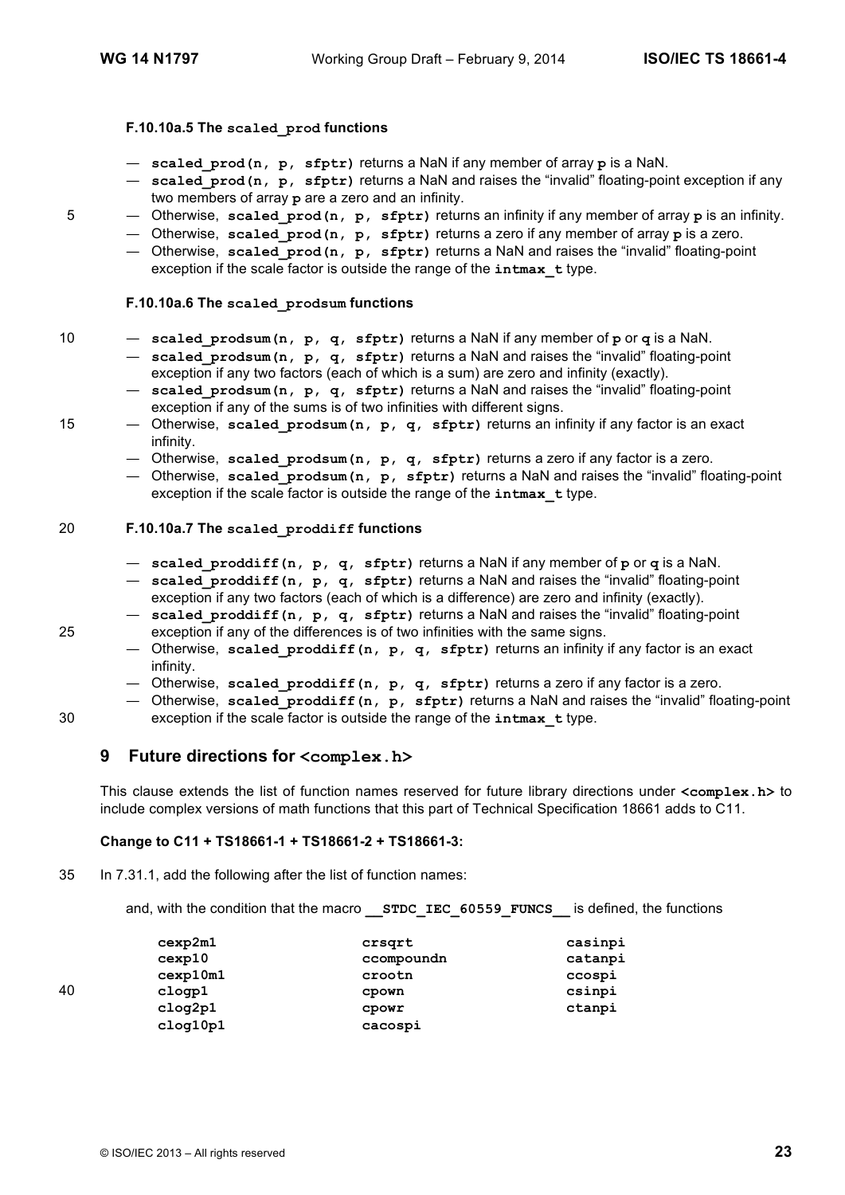#### F.10.10a.5 The `scaled_prod` functions

- **`scaled_prod(n, p, sfptr)`** returns a NaN if any member of array **`p`** is a NaN.
- **`scaled_prod(n, p, sfptr)`** returns a NaN and raises the "invalid" floating-point exception if any two members of array **`p`** are a zero and an infinity.
- Otherwise, **`scaled_prod(n, p, sfptr)`** returns an infinity if any member of array **`p`** is an infinity.
- Otherwise, **`scaled_prod(n, p, sfptr)`** returns a zero if any member of array **`p`** is a zero.
- Otherwise, **`scaled_prod(n, p, sfptr)`** returns a NaN and raises the "invalid" floating-point exception if the scale factor is outside the range of the **`intmax_t`** type.

#### F.10.10a.6 The `scaled_prodsum` functions

- **`scaled_prodsum(n, p, q, sfptr)`** returns a NaN if any member of **`p`** or **`q`** is a NaN.
- **`scaled_prodsum(n, p, q, sfptr)`** returns a NaN and raises the "invalid" floating-point exception if any two factors (each of which is a sum) are zero and infinity (exactly).
- **`scaled_prodsum(n, p, q, sfptr)`** returns a NaN and raises the "invalid" floating-point exception if any of the sums is of two infinities with different signs.
- Otherwise, **`scaled_prodsum(n, p, q, sfptr)`** returns an infinity if any factor is an exact infinity.
- Otherwise, **`scaled_prodsum(n, p, q, sfptr)`** returns a zero if any factor is a zero.
- Otherwise, **`scaled_prodsum(n, p, sfptr)`** returns a NaN and raises the "invalid" floating-point exception if the scale factor is outside the range of the **`intmax_t`** type.

#### F.10.10a.7 The `scaled_proddiff` functions

- **`scaled_proddiff(n, p, q, sfptr)`** returns a NaN if any member of **`p`** or **`q`** is a NaN.
- **`scaled_proddiff(n, p, q, sfptr)`** returns a NaN and raises the "invalid" floating-point exception if any two factors (each of which is a difference) are zero and infinity (exactly).
- **`scaled_proddiff(n, p, q, sfptr)`** returns a NaN and raises the "invalid" floating-point exception if any of the differences is of two infinities with the same signs.
- Otherwise, **`scaled_proddiff(n, p, q, sfptr)`** returns an infinity if any factor is an exact infinity.
- Otherwise, **`scaled_proddiff(n, p, q, sfptr)`** returns a zero if any factor is a zero.
- Otherwise, **`scaled_proddiff(n, p, sfptr)`** returns a NaN and raises the "invalid" floating-point exception if the scale factor is outside the range of the **`intmax_t`** type.

## 9 Future directions for `<complex.h>`

This clause extends the list of function names reserved for future library directions under **`<complex.h>`** to include complex versions of math functions that this part of Technical Specification 18661 adds to C11.

**Change to C11 + TS18661-1 + TS18661-2 + TS18661-3:**

In 7.31.1, add the following after the list of function names:

and, with the condition that the macro **`__STDC_IEC_60559_FUNCS__`** is defined, the functions

```
cexp2m1         crsqrt          casinpi
cexp10          ccompoundn      catanpi
cexp10m1        crootn          ccospi
clogp1          cpown           csinpi
clog2p1         cpowr           ctanpi
clog10p1        cacospi
```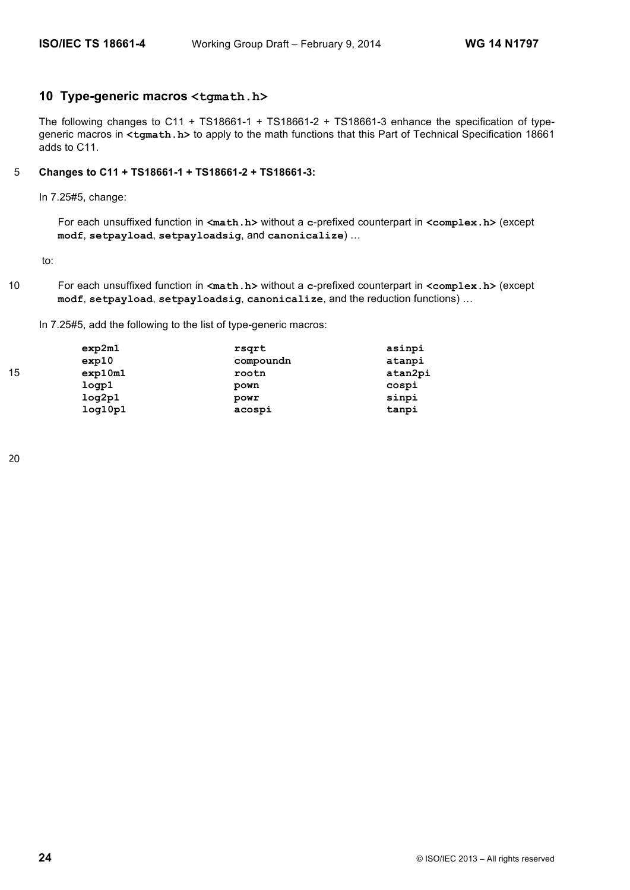## 10 Type-generic macros `<tgmath.h>`

The following changes to C11 + TS18661-1 + TS18661-2 + TS18661-3 enhance the specification of type-generic macros in **`<tgmath.h>`** to apply to the math functions that this Part of Technical Specification 18661 adds to C11.

**Changes to C11 + TS18661-1 + TS18661-2 + TS18661-3:**

In 7.25#5, change:

> For each unsuffixed function in **`<math.h>`** without a **`c`**-prefixed counterpart in **`<complex.h>`** (except **`modf`**, **`setpayload`**, **`setpayloadsig`**, and **`canonicalize`**) …

to:

> For each unsuffixed function in **`<math.h>`** without a **`c`**-prefixed counterpart in **`<complex.h>`** (except **`modf`**, **`setpayload`**, **`setpayloadsig`**, **`canonicalize`**, and the reduction functions) …

In 7.25#5, add the following to the list of type-generic macros:

```
exp2m1          rsqrt           asinpi
exp10           compoundn       atanpi
exp10m1         rootn           atan2pi
logp1           pown            cospi
log2p1          powr            sinpi
log10p1         acospi          tanpi
```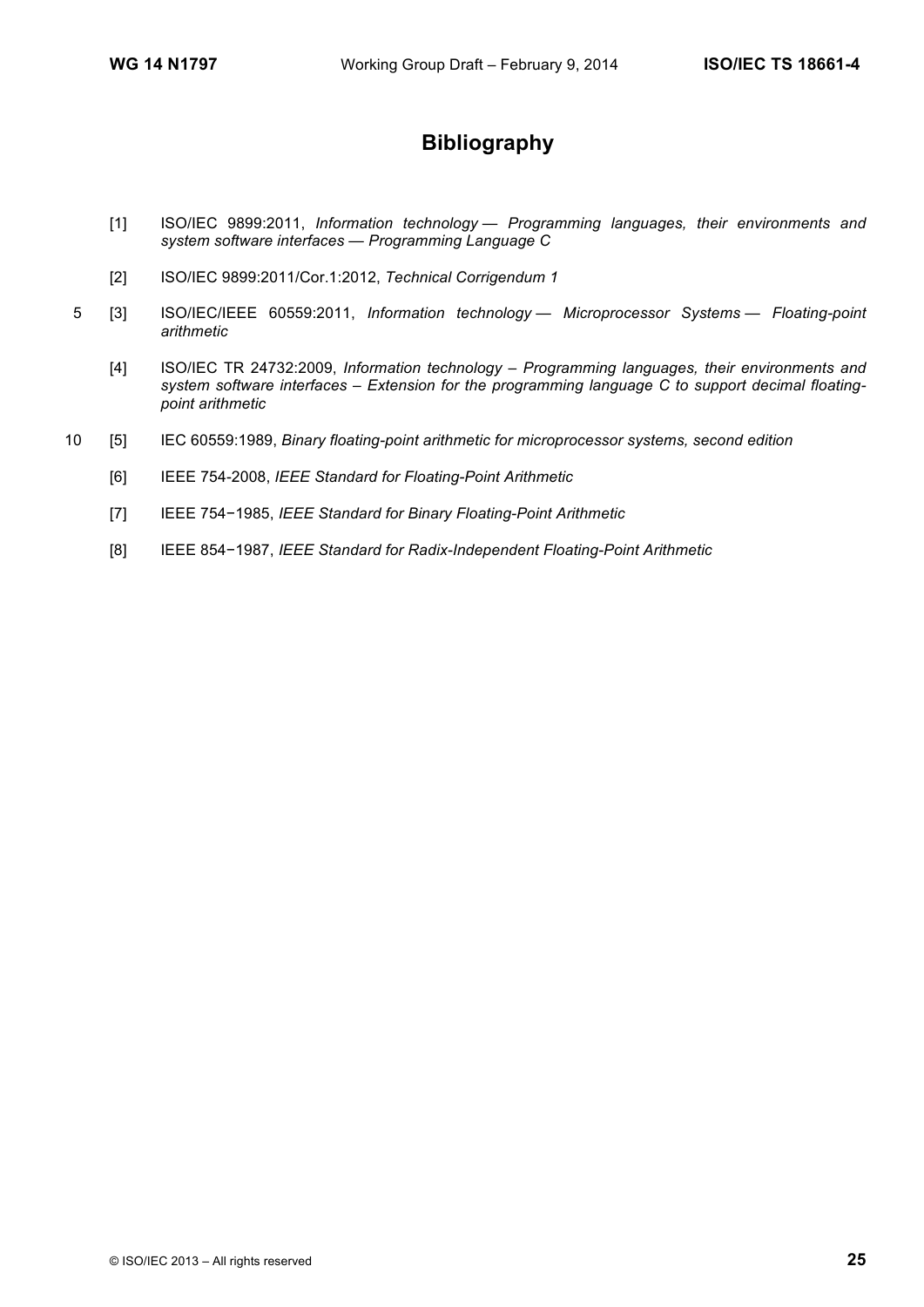# Bibliography

[1] ISO/IEC 9899:2011, *Information technology — Programming languages, their environments and system software interfaces — Programming Language C*

[2] ISO/IEC 9899:2011/Cor.1:2012, *Technical Corrigendum 1*

[3] ISO/IEC/IEEE 60559:2011, *Information technology — Microprocessor Systems — Floating-point arithmetic*

[4] ISO/IEC TR 24732:2009, *Information technology – Programming languages, their environments and system software interfaces – Extension for the programming language C to support decimal floating-point arithmetic*

[5] IEC 60559:1989, *Binary floating-point arithmetic for microprocessor systems, second edition*

[6] IEEE 754-2008, *IEEE Standard for Floating-Point Arithmetic*

[7] IEEE 754−1985, *IEEE Standard for Binary Floating-Point Arithmetic*

[8] IEEE 854−1987, *IEEE Standard for Radix-Independent Floating-Point Arithmetic*